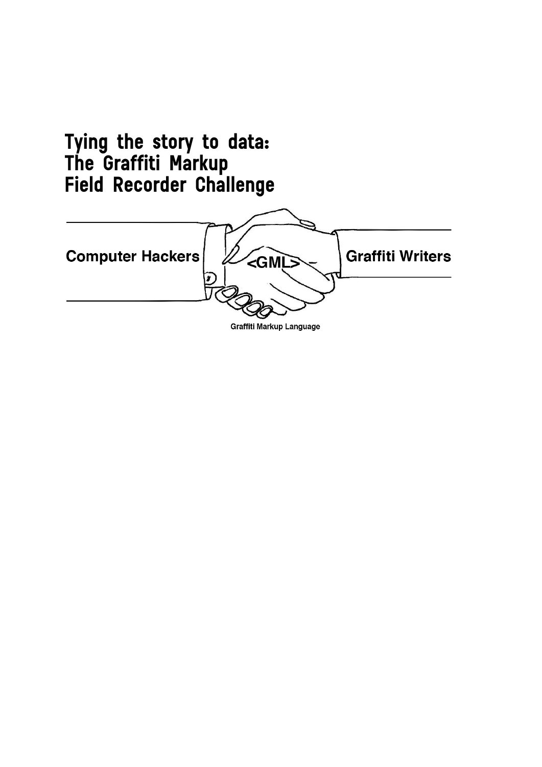# Tying the story to data: The Graffiti Markup Field Recorder Challenge

Computer Hackers

<GML>

Graffiti Writers

Graffiti Markup Language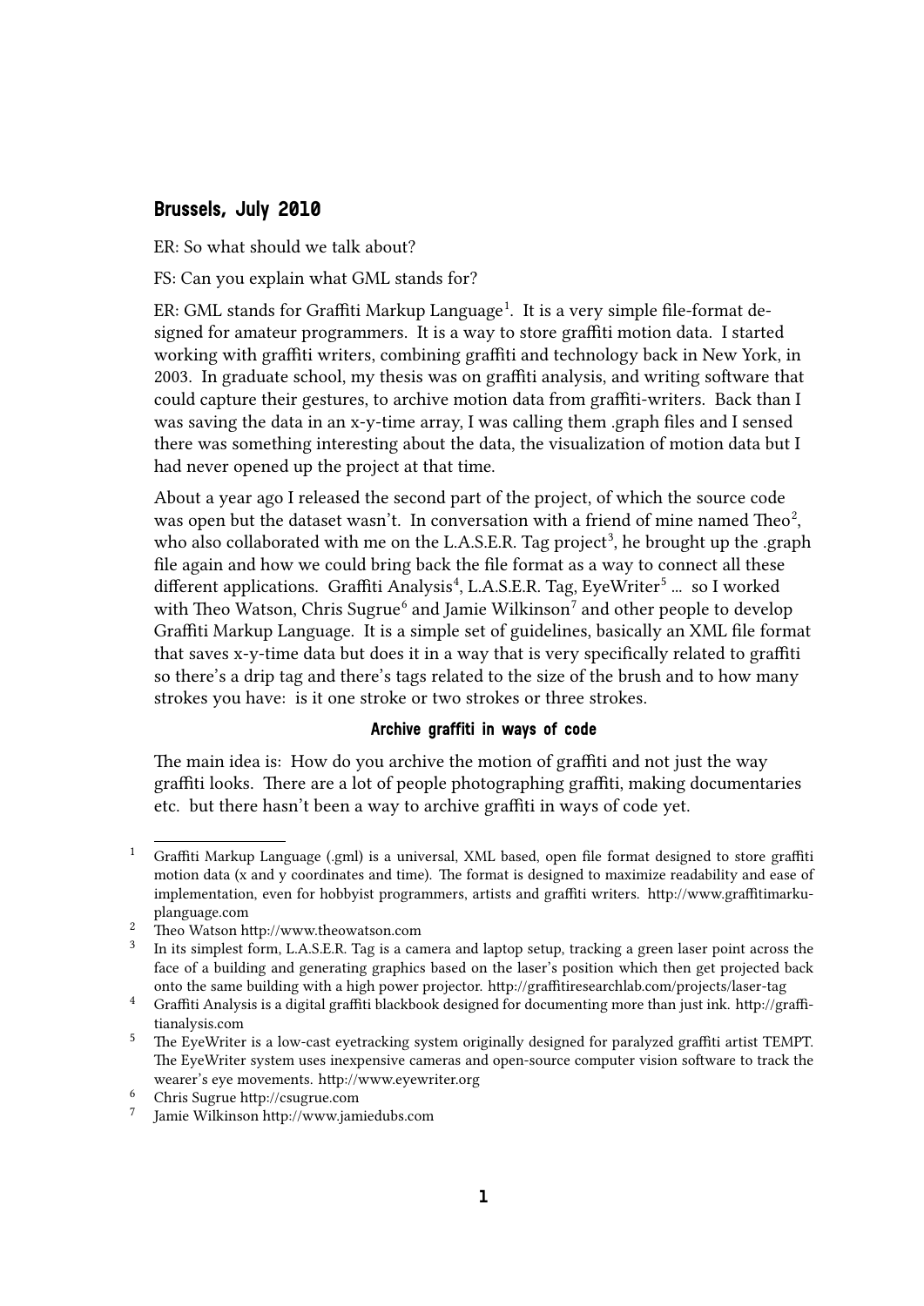## Brussels, July 2010

ER: So what should we talk about?

FS: Can you explain what GML stands for?

ER: GML stands for Graffiti Markup Language[1]. It is a very simple file-format designed for amateur programmers. It is a way to store graffiti motion data. I started working with graffiti writers, combining graffiti and technology back in New York, in 2003. In graduate school, my thesis was on graffiti analysis, and writing software that could capture their gestures, to archive motion data from graffiti-writers. Back than I was saving the data in an x-y-time array, I was calling them .graph files and I sensed there was something interesting about the data, the visualization of motion data but I had never opened up the project at that time.

About a year ago I released the second part of the project, of which the source code was open but the dataset wasn't. In conversation with a friend of mine named Theo[2], who also collaborated with me on the L.A.S.E.R. Tag project[3], he brought up the .graph file again and how we could bring back the file format as a way to connect all these different applications. Graffiti Analysis[4], L.A.S.E.R. Tag, EyeWriter[5] … so I worked with Theo Watson, Chris Sugrue[6] and Jamie Wilkinson[7] and other people to develop Graffiti Markup Language. It is a simple set of guidelines, basically an XML file format that saves x-y-time data but does it in a way that is very specifically related to graffiti so there's a drip tag and there's tags related to the size of the brush and to how many strokes you have: is it one stroke or two strokes or three strokes.

#### Archive graffiti in ways of code

The main idea is: How do you archive the motion of graffiti and not just the way graffiti looks. There are a lot of people photographing graffiti, making documentaries etc. but there hasn't been a way to archive graffiti in ways of code yet.

---

[1] Graffiti Markup Language (.gml) is a universal, XML based, open file format designed to store graffiti motion data (x and y coordinates and time). The format is designed to maximize readability and ease of implementation, even for hobbyist programmers, artists and graffiti writers. http://www.graffitimarkuplanguage.com

[2] Theo Watson http://www.theowatson.com

[3] In its simplest form, L.A.S.E.R. Tag is a camera and laptop setup, tracking a green laser point across the face of a building and generating graphics based on the laser's position which then get projected back onto the same building with a high power projector. http://graffitiresearchlab.com/projects/laser-tag

[4] Graffiti Analysis is a digital graffiti blackbook designed for documenting more than just ink. http://graffitianalysis.com

[5] The EyeWriter is a low-cast eyetracking system originally designed for paralyzed graffiti artist TEMPT. The EyeWriter system uses inexpensive cameras and open-source computer vision software to track the wearer's eye movements. http://www.eyewriter.org

[6] Chris Sugrue http://csugrue.com

[7] Jamie Wilkinson http://www.jamiedubs.com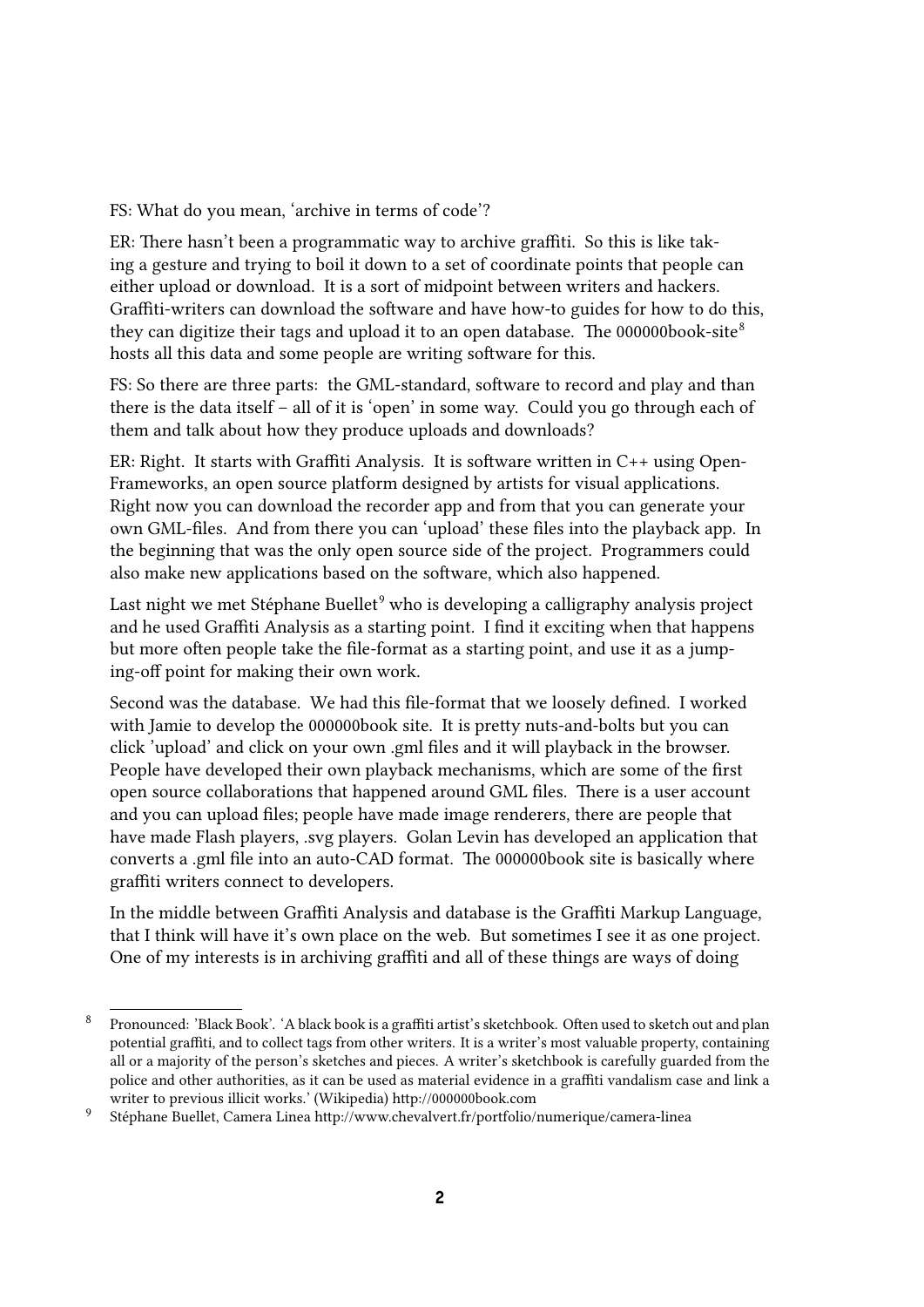FS: What do you mean, 'archive in terms of code'?

ER: There hasn't been a programmatic way to archive graffiti. So this is like taking a gesture and trying to boil it down to a set of coordinate points that people can either upload or download. It is a sort of midpoint between writers and hackers. Graffiti-writers can download the software and have how-to guides for how to do this, they can digitize their tags and upload it to an open database. The 000000book-site[8] hosts all this data and some people are writing software for this.

FS: So there are three parts: the GML-standard, software to record and play and than there is the data itself – all of it is 'open' in some way. Could you go through each of them and talk about how they produce uploads and downloads?

ER: Right. It starts with Graffiti Analysis. It is software written in C++ using OpenFrameworks, an open source platform designed by artists for visual applications. Right now you can download the recorder app and from that you can generate your own GML-files. And from there you can 'upload' these files into the playback app. In the beginning that was the only open source side of the project. Programmers could also make new applications based on the software, which also happened.

Last night we met Stéphane Buellet[9] who is developing a calligraphy analysis project and he used Graffiti Analysis as a starting point. I find it exciting when that happens but more often people take the file-format as a starting point, and use it as a jumping-off point for making their own work.

Second was the database. We had this file-format that we loosely defined. I worked with Jamie to develop the 000000book site. It is pretty nuts-and-bolts but you can click 'upload' and click on your own .gml files and it will playback in the browser. People have developed their own playback mechanisms, which are some of the first open source collaborations that happened around GML files. There is a user account and you can upload files; people have made image renderers, there are people that have made Flash players, .svg players. Golan Levin has developed an application that converts a .gml file into an auto-CAD format. The 000000book site is basically where graffiti writers connect to developers.

In the middle between Graffiti Analysis and database is the Graffiti Markup Language, that I think will have it's own place on the web. But sometimes I see it as one project. One of my interests is in archiving graffiti and all of these things are ways of doing

---

8 Pronounced: 'Black Book'. 'A black book is a graffiti artist's sketchbook. Often used to sketch out and plan potential graffiti, and to collect tags from other writers. It is a writer's most valuable property, containing all or a majority of the person's sketches and pieces. A writer's sketchbook is carefully guarded from the police and other authorities, as it can be used as material evidence in a graffiti vandalism case and link a writer to previous illicit works.' (Wikipedia) http://000000book.com

9 Stéphane Buellet, Camera Linea http://www.chevalvert.fr/portfolio/numerique/camera-linea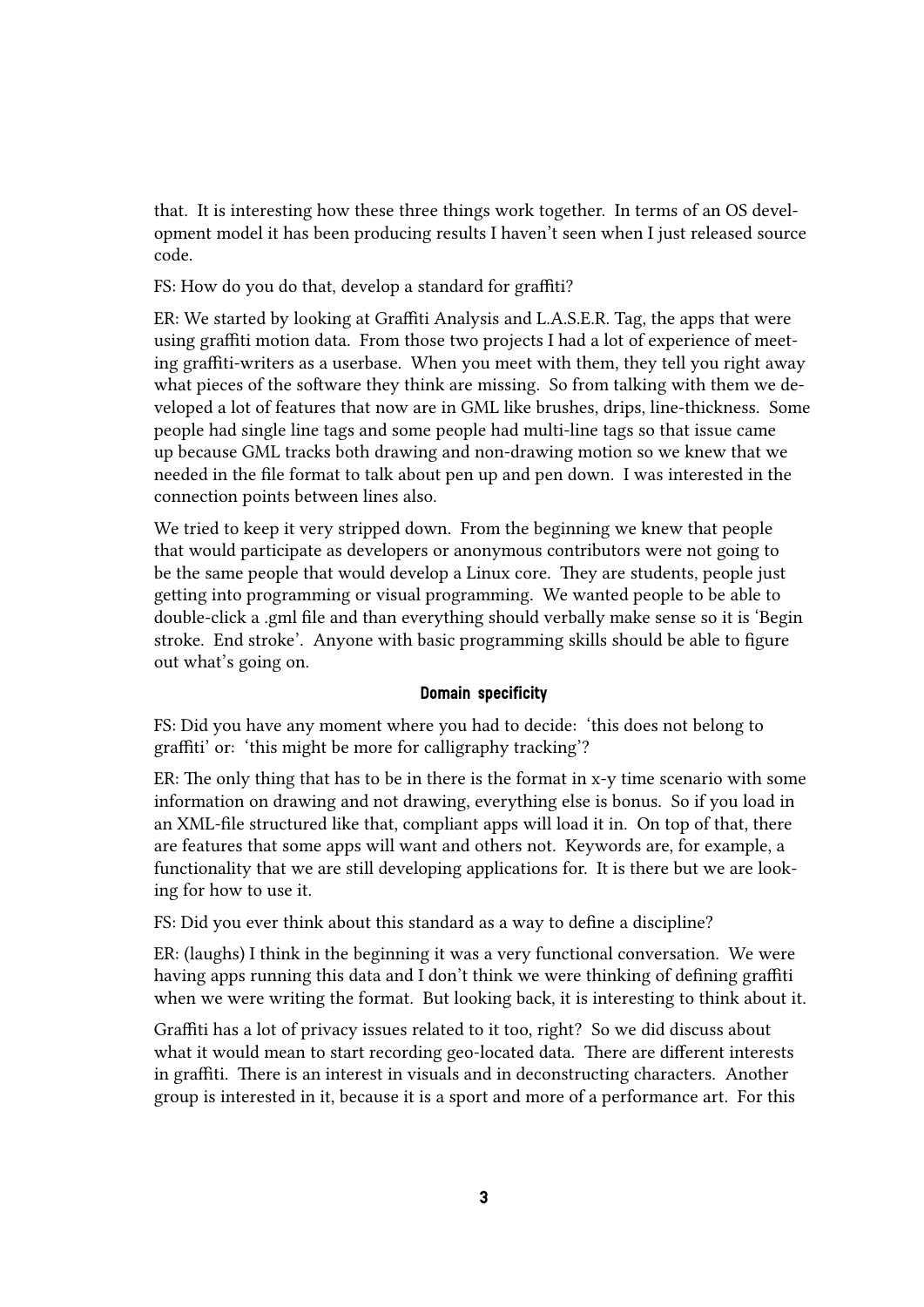that. It is interesting how these three things work together. In terms of an OS development model it has been producing results I haven't seen when I just released source code.

FS: How do you do that, develop a standard for graffiti?

ER: We started by looking at Graffiti Analysis and L.A.S.E.R. Tag, the apps that were using graffiti motion data. From those two projects I had a lot of experience of meeting graffiti-writers as a userbase. When you meet with them, they tell you right away what pieces of the software they think are missing. So from talking with them we developed a lot of features that now are in GML like brushes, drips, line-thickness. Some people had single line tags and some people had multi-line tags so that issue came up because GML tracks both drawing and non-drawing motion so we knew that we needed in the file format to talk about pen up and pen down. I was interested in the connection points between lines also.

We tried to keep it very stripped down. From the beginning we knew that people that would participate as developers or anonymous contributors were not going to be the same people that would develop a Linux core. They are students, people just getting into programming or visual programming. We wanted people to be able to double-click a .gml file and than everything should verbally make sense so it is 'Begin stroke. End stroke'. Anyone with basic programming skills should be able to figure out what's going on.

### Domain specificity

FS: Did you have any moment where you had to decide: 'this does not belong to graffiti' or: 'this might be more for calligraphy tracking'?

ER: The only thing that has to be in there is the format in x-y time scenario with some information on drawing and not drawing, everything else is bonus. So if you load in an XML-file structured like that, compliant apps will load it in. On top of that, there are features that some apps will want and others not. Keywords are, for example, a functionality that we are still developing applications for. It is there but we are looking for how to use it.

FS: Did you ever think about this standard as a way to define a discipline?

ER: (laughs) I think in the beginning it was a very functional conversation. We were having apps running this data and I don't think we were thinking of defining graffiti when we were writing the format. But looking back, it is interesting to think about it.

Graffiti has a lot of privacy issues related to it too, right? So we did discuss about what it would mean to start recording geo-located data. There are different interests in graffiti. There is an interest in visuals and in deconstructing characters. Another group is interested in it, because it is a sport and more of a performance art. For this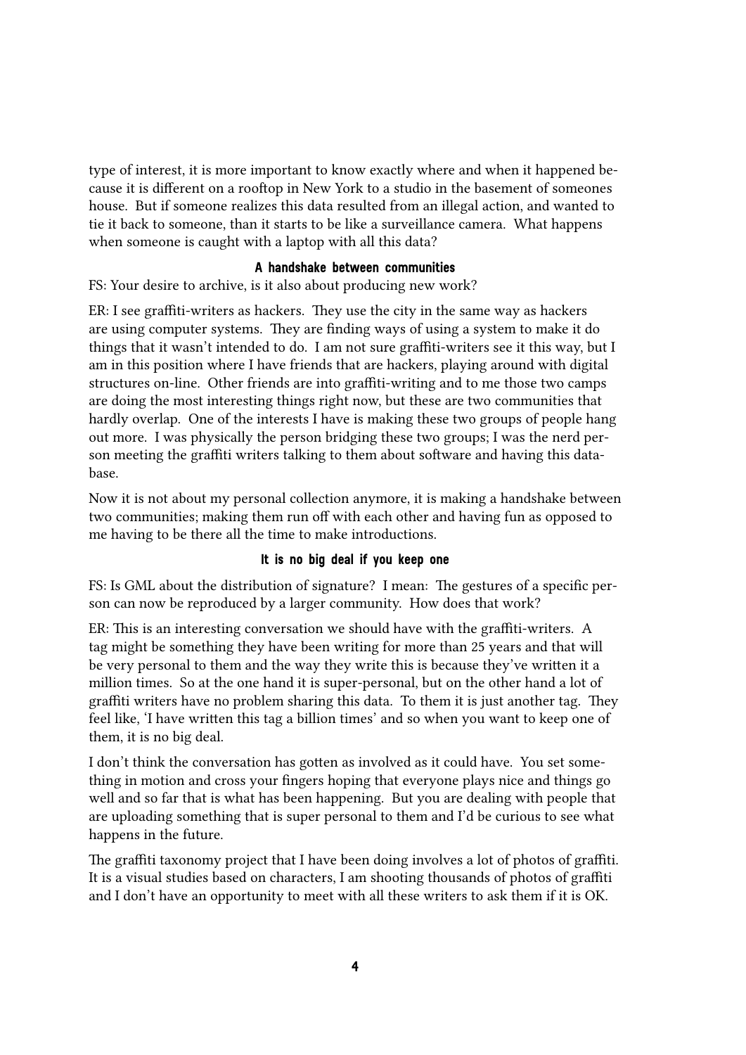type of interest, it is more important to know exactly where and when it happened because it is different on a rooftop in New York to a studio in the basement of someones house. But if someone realizes this data resulted from an illegal action, and wanted to tie it back to someone, than it starts to be like a surveillance camera. What happens when someone is caught with a laptop with all this data?

### A handshake between communities

FS: Your desire to archive, is it also about producing new work?

ER: I see graffiti-writers as hackers. They use the city in the same way as hackers are using computer systems. They are finding ways of using a system to make it do things that it wasn't intended to do. I am not sure graffiti-writers see it this way, but I am in this position where I have friends that are hackers, playing around with digital structures on-line. Other friends are into graffiti-writing and to me those two camps are doing the most interesting things right now, but these are two communities that hardly overlap. One of the interests I have is making these two groups of people hang out more. I was physically the person bridging these two groups; I was the nerd person meeting the graffiti writers talking to them about software and having this database.

Now it is not about my personal collection anymore, it is making a handshake between two communities; making them run off with each other and having fun as opposed to me having to be there all the time to make introductions.

### It is no big deal if you keep one

FS: Is GML about the distribution of signature? I mean: The gestures of a specific person can now be reproduced by a larger community. How does that work?

ER: This is an interesting conversation we should have with the graffiti-writers. A tag might be something they have been writing for more than 25 years and that will be very personal to them and the way they write this is because they've written it a million times. So at the one hand it is super-personal, but on the other hand a lot of graffiti writers have no problem sharing this data. To them it is just another tag. They feel like, 'I have written this tag a billion times' and so when you want to keep one of them, it is no big deal.

I don't think the conversation has gotten as involved as it could have. You set something in motion and cross your fingers hoping that everyone plays nice and things go well and so far that is what has been happening. But you are dealing with people that are uploading something that is super personal to them and I'd be curious to see what happens in the future.

The graffiti taxonomy project that I have been doing involves a lot of photos of graffiti. It is a visual studies based on characters, I am shooting thousands of photos of graffiti and I don't have an opportunity to meet with all these writers to ask them if it is OK.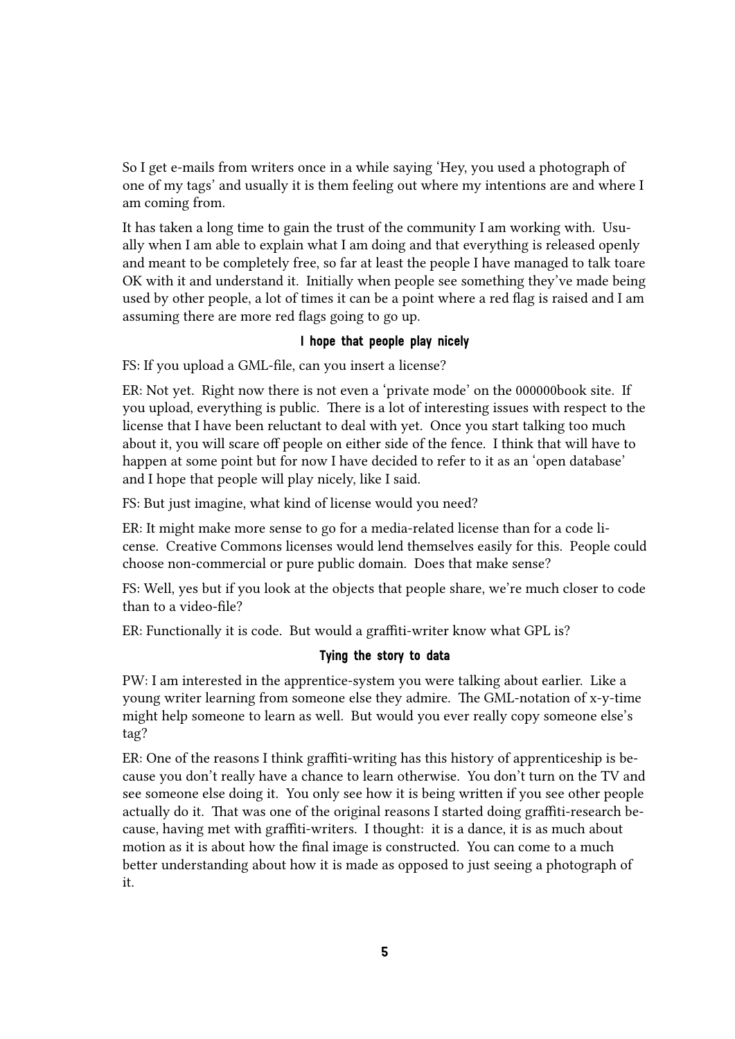So I get e-mails from writers once in a while saying 'Hey, you used a photograph of one of my tags' and usually it is them feeling out where my intentions are and where I am coming from.

It has taken a long time to gain the trust of the community I am working with. Usually when I am able to explain what I am doing and that everything is released openly and meant to be completely free, so far at least the people I have managed to talk toare OK with it and understand it. Initially when people see something they've made being used by other people, a lot of times it can be a point where a red flag is raised and I am assuming there are more red flags going to go up.

### I hope that people play nicely

FS: If you upload a GML-file, can you insert a license?

ER: Not yet. Right now there is not even a 'private mode' on the 000000book site. If you upload, everything is public. There is a lot of interesting issues with respect to the license that I have been reluctant to deal with yet. Once you start talking too much about it, you will scare off people on either side of the fence. I think that will have to happen at some point but for now I have decided to refer to it as an 'open database' and I hope that people will play nicely, like I said.

FS: But just imagine, what kind of license would you need?

ER: It might make more sense to go for a media-related license than for a code license. Creative Commons licenses would lend themselves easily for this. People could choose non-commercial or pure public domain. Does that make sense?

FS: Well, yes but if you look at the objects that people share, we're much closer to code than to a video-file?

ER: Functionally it is code. But would a graffiti-writer know what GPL is?

### Tying the story to data

PW: I am interested in the apprentice-system you were talking about earlier. Like a young writer learning from someone else they admire. The GML-notation of x-y-time might help someone to learn as well. But would you ever really copy someone else's tag?

ER: One of the reasons I think graffiti-writing has this history of apprenticeship is because you don't really have a chance to learn otherwise. You don't turn on the TV and see someone else doing it. You only see how it is being written if you see other people actually do it. That was one of the original reasons I started doing graffiti-research because, having met with graffiti-writers. I thought: it is a dance, it is as much about motion as it is about how the final image is constructed. You can come to a much better understanding about how it is made as opposed to just seeing a photograph of it.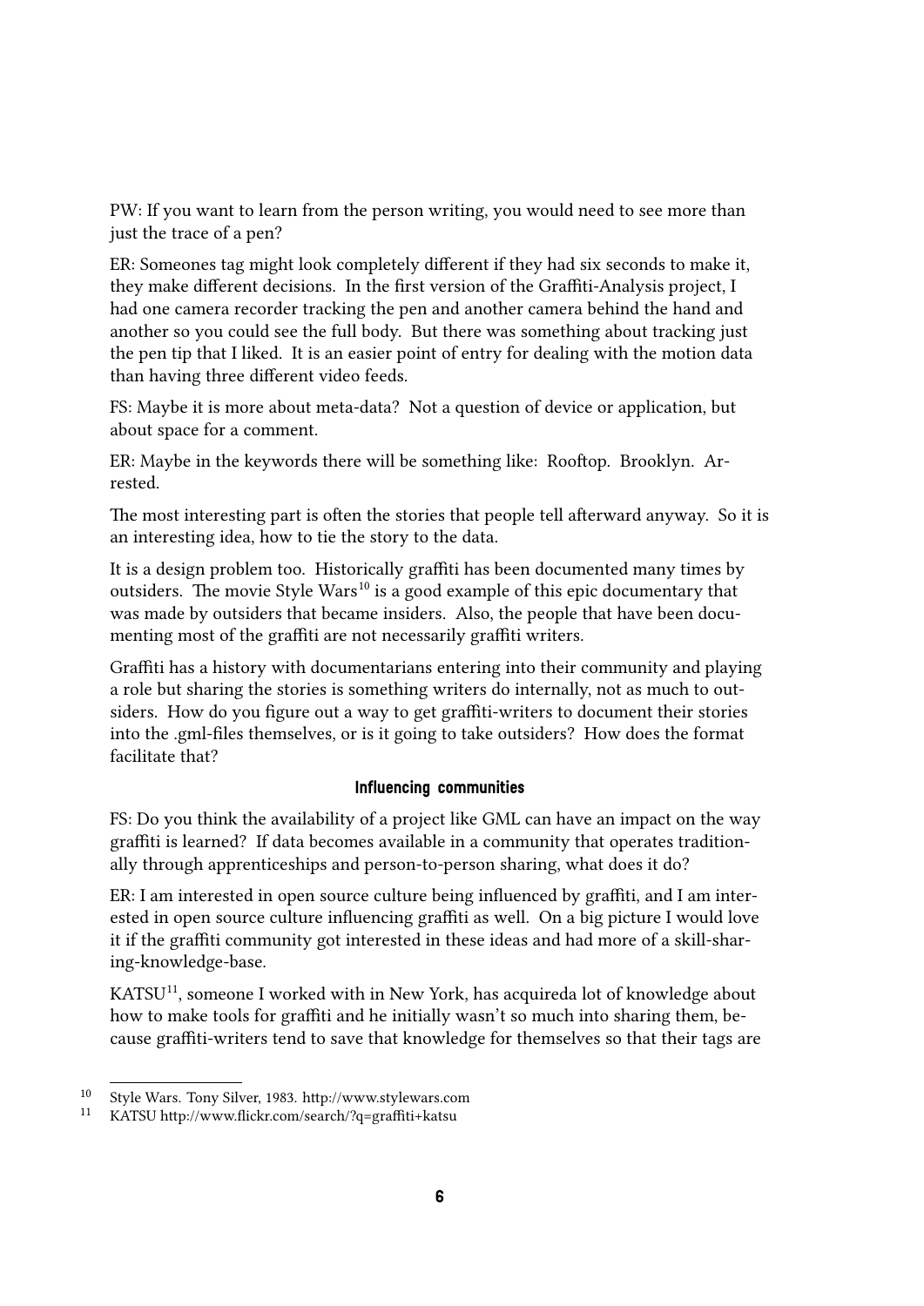PW: If you want to learn from the person writing, you would need to see more than just the trace of a pen?

ER: Someones tag might look completely different if they had six seconds to make it, they make different decisions. In the first version of the Graffiti-Analysis project, I had one camera recorder tracking the pen and another camera behind the hand and another so you could see the full body. But there was something about tracking just the pen tip that I liked. It is an easier point of entry for dealing with the motion data than having three different video feeds.

FS: Maybe it is more about meta-data? Not a question of device or application, but about space for a comment.

ER: Maybe in the keywords there will be something like: Rooftop. Brooklyn. Arrested.

The most interesting part is often the stories that people tell afterward anyway. So it is an interesting idea, how to tie the story to the data.

It is a design problem too. Historically graffiti has been documented many times by outsiders. The movie Style Wars[10] is a good example of this epic documentary that was made by outsiders that became insiders. Also, the people that have been documenting most of the graffiti are not necessarily graffiti writers.

Graffiti has a history with documentarians entering into their community and playing a role but sharing the stories is something writers do internally, not as much to outsiders. How do you figure out a way to get graffiti-writers to document their stories into the .gml-files themselves, or is it going to take outsiders? How does the format facilitate that?

### Influencing communities

FS: Do you think the availability of a project like GML can have an impact on the way graffiti is learned? If data becomes available in a community that operates traditionally through apprenticeships and person-to-person sharing, what does it do?

ER: I am interested in open source culture being influenced by graffiti, and I am interested in open source culture influencing graffiti as well. On a big picture I would love it if the graffiti community got interested in these ideas and had more of a skill-sharing-knowledge-base.

KATSU[11], someone I worked with in New York, has acquireda lot of knowledge about how to make tools for graffiti and he initially wasn't so much into sharing them, because graffiti-writers tend to save that knowledge for themselves so that their tags are

---

[10] Style Wars. Tony Silver, 1983. http://www.stylewars.com

[11] KATSU http://www.flickr.com/search/?q=graffiti+katsu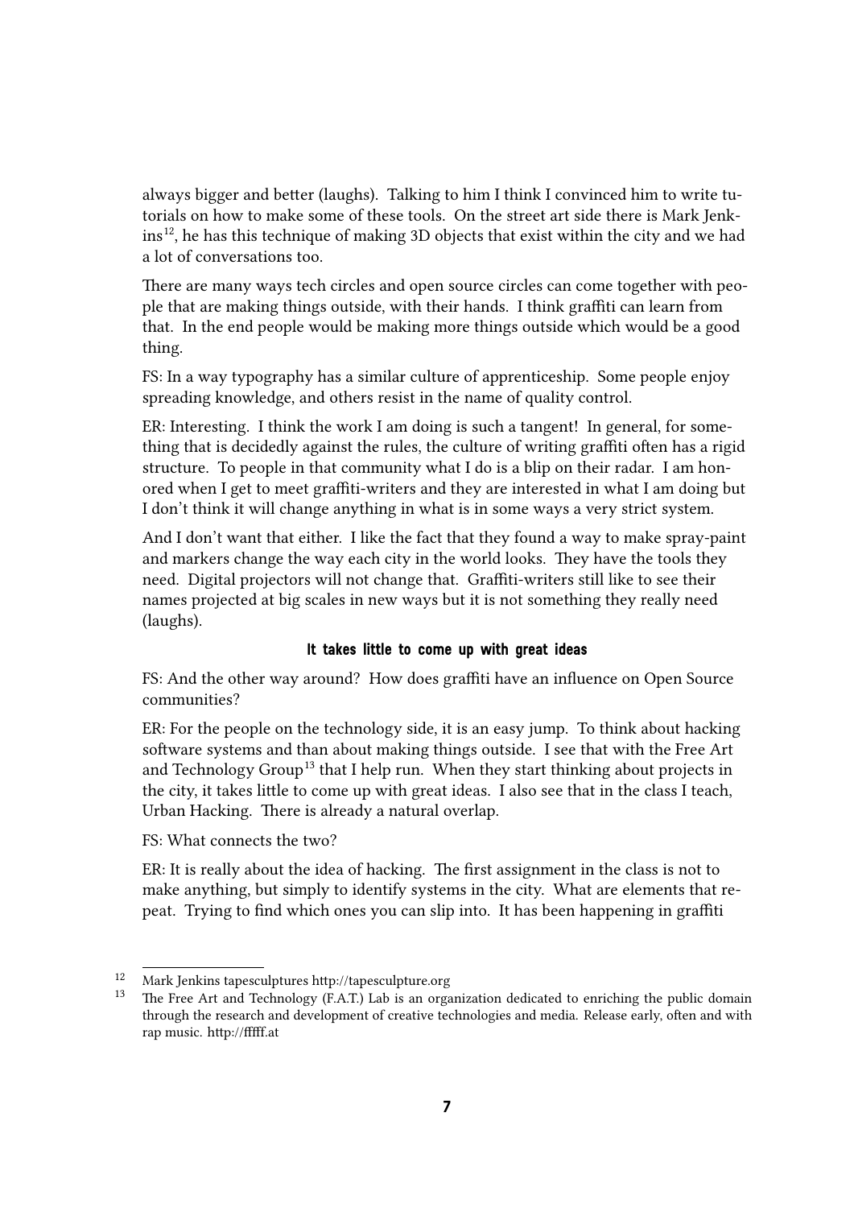always bigger and better (laughs). Talking to him I think I convinced him to write tutorials on how to make some of these tools. On the street art side there is Mark Jenkins[12], he has this technique of making 3D objects that exist within the city and we had a lot of conversations too.

There are many ways tech circles and open source circles can come together with people that are making things outside, with their hands. I think graffiti can learn from that. In the end people would be making more things outside which would be a good thing.

FS: In a way typography has a similar culture of apprenticeship. Some people enjoy spreading knowledge, and others resist in the name of quality control.

ER: Interesting. I think the work I am doing is such a tangent! In general, for something that is decidedly against the rules, the culture of writing graffiti often has a rigid structure. To people in that community what I do is a blip on their radar. I am honored when I get to meet graffiti-writers and they are interested in what I am doing but I don't think it will change anything in what is in some ways a very strict system.

And I don't want that either. I like the fact that they found a way to make spray-paint and markers change the way each city in the world looks. They have the tools they need. Digital projectors will not change that. Graffiti-writers still like to see their names projected at big scales in new ways but it is not something they really need (laughs).

### It takes little to come up with great ideas

FS: And the other way around? How does graffiti have an influence on Open Source communities?

ER: For the people on the technology side, it is an easy jump. To think about hacking software systems and than about making things outside. I see that with the Free Art and Technology Group[13] that I help run. When they start thinking about projects in the city, it takes little to come up with great ideas. I also see that in the class I teach, Urban Hacking. There is already a natural overlap.

FS: What connects the two?

ER: It is really about the idea of hacking. The first assignment in the class is not to make anything, but simply to identify systems in the city. What are elements that repeat. Trying to find which ones you can slip into. It has been happening in graffiti

---

[12] Mark Jenkins tapesculptures http://tapesculpture.org

[13] The Free Art and Technology (F.A.T.) Lab is an organization dedicated to enriching the public domain through the research and development of creative technologies and media. Release early, often and with rap music. http://fffff.at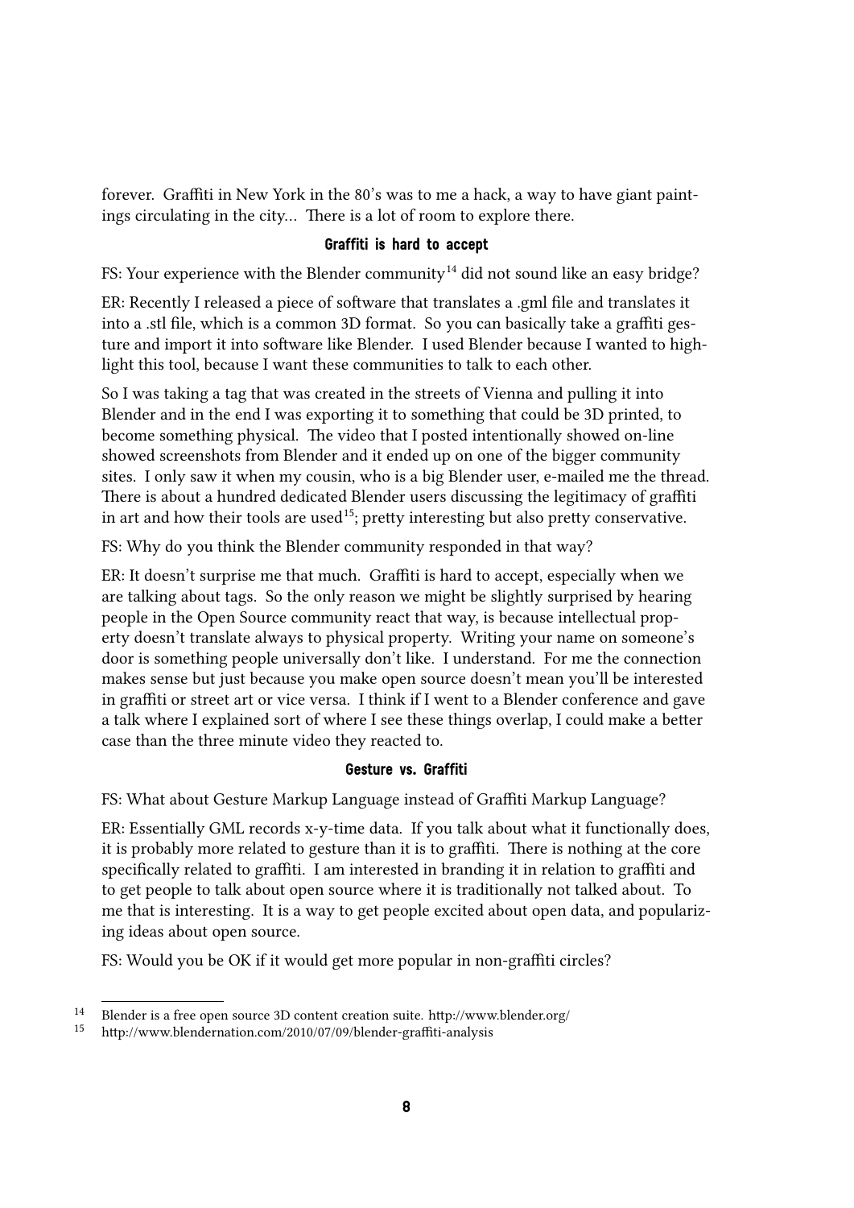forever. Graffiti in New York in the 80's was to me a hack, a way to have giant paintings circulating in the city... There is a lot of room to explore there.

### Graffiti is hard to accept

FS: Your experience with the Blender community[14] did not sound like an easy bridge?

ER: Recently I released a piece of software that translates a .gml file and translates it into a .stl file, which is a common 3D format. So you can basically take a graffiti gesture and import it into software like Blender. I used Blender because I wanted to highlight this tool, because I want these communities to talk to each other.

So I was taking a tag that was created in the streets of Vienna and pulling it into Blender and in the end I was exporting it to something that could be 3D printed, to become something physical. The video that I posted intentionally showed on-line showed screenshots from Blender and it ended up on one of the bigger community sites. I only saw it when my cousin, who is a big Blender user, e-mailed me the thread. There is about a hundred dedicated Blender users discussing the legitimacy of graffiti in art and how their tools are used[15]; pretty interesting but also pretty conservative.

FS: Why do you think the Blender community responded in that way?

ER: It doesn't surprise me that much. Graffiti is hard to accept, especially when we are talking about tags. So the only reason we might be slightly surprised by hearing people in the Open Source community react that way, is because intellectual property doesn't translate always to physical property. Writing your name on someone's door is something people universally don't like. I understand. For me the connection makes sense but just because you make open source doesn't mean you'll be interested in graffiti or street art or vice versa. I think if I went to a Blender conference and gave a talk where I explained sort of where I see these things overlap, I could make a better case than the three minute video they reacted to.

### Gesture vs. Graffiti

FS: What about Gesture Markup Language instead of Graffiti Markup Language?

ER: Essentially GML records x-y-time data. If you talk about what it functionally does, it is probably more related to gesture than it is to graffiti. There is nothing at the core specifically related to graffiti. I am interested in branding it in relation to graffiti and to get people to talk about open source where it is traditionally not talked about. To me that is interesting. It is a way to get people excited about open data, and popularizing ideas about open source.

FS: Would you be OK if it would get more popular in non-graffiti circles?

---

[14] Blender is a free open source 3D content creation suite. http://www.blender.org/

[15] http://www.blendernation.com/2010/07/09/blender-graffiti-analysis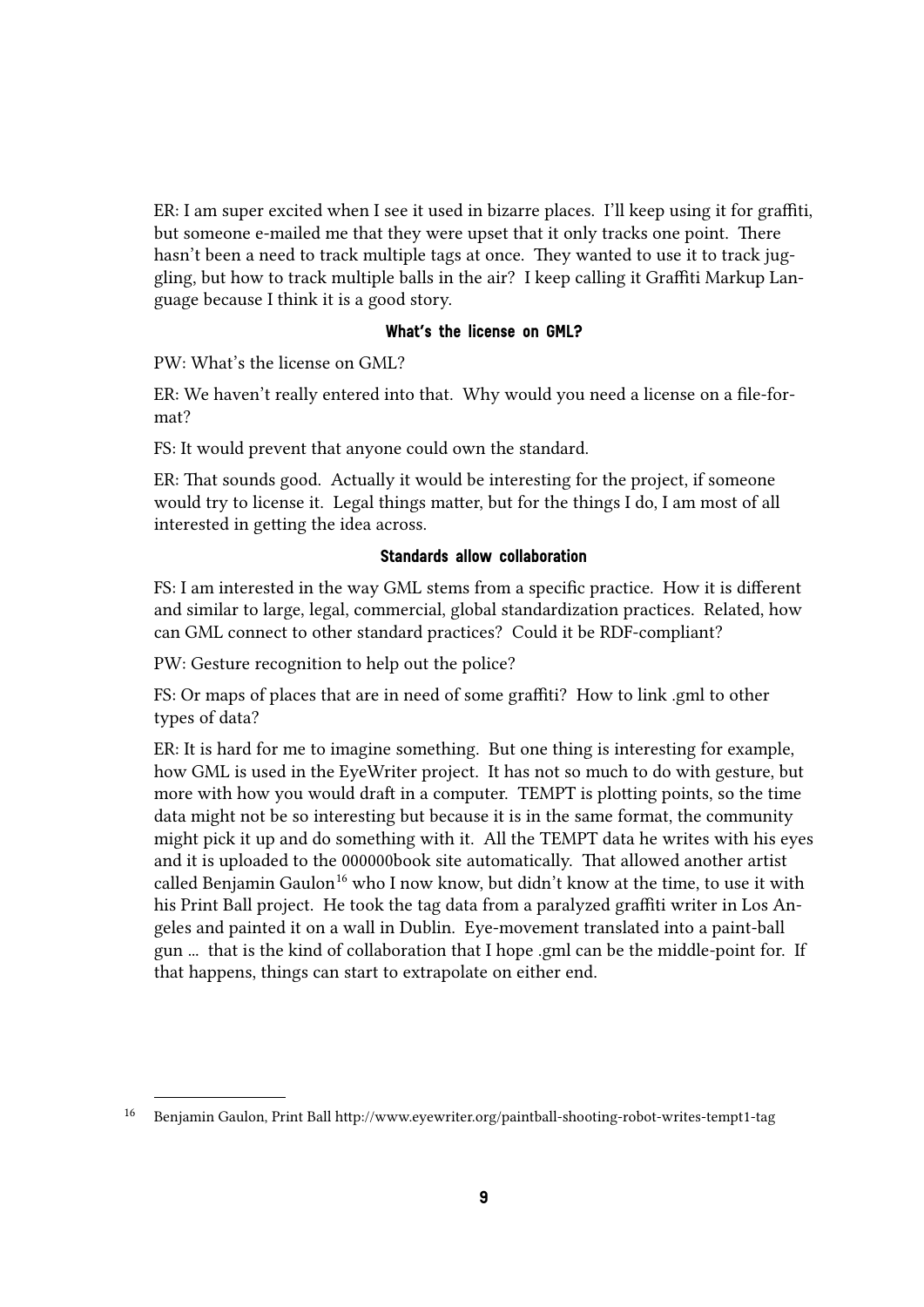ER: I am super excited when I see it used in bizarre places. I'll keep using it for graffiti, but someone e-mailed me that they were upset that it only tracks one point. There hasn't been a need to track multiple tags at once. They wanted to use it to track juggling, but how to track multiple balls in the air? I keep calling it Graffiti Markup Language because I think it is a good story.

### What's the license on GML?

PW: What's the license on GML?

ER: We haven't really entered into that. Why would you need a license on a file-format?

FS: It would prevent that anyone could own the standard.

ER: That sounds good. Actually it would be interesting for the project, if someone would try to license it. Legal things matter, but for the things I do, I am most of all interested in getting the idea across.

### Standards allow collaboration

FS: I am interested in the way GML stems from a specific practice. How it is different and similar to large, legal, commercial, global standardization practices. Related, how can GML connect to other standard practices? Could it be RDF-compliant?

PW: Gesture recognition to help out the police?

FS: Or maps of places that are in need of some graffiti? How to link .gml to other types of data?

ER: It is hard for me to imagine something. But one thing is interesting for example, how GML is used in the EyeWriter project. It has not so much to do with gesture, but more with how you would draft in a computer. TEMPT is plotting points, so the time data might not be so interesting but because it is in the same format, the community might pick it up and do something with it. All the TEMPT data he writes with his eyes and it is uploaded to the 000000book site automatically. That allowed another artist called Benjamin Gaulon[16] who I now know, but didn't know at the time, to use it with his Print Ball project. He took the tag data from a paralyzed graffiti writer in Los Angeles and painted it on a wall in Dublin. Eye-movement translated into a paint-ball gun ... that is the kind of collaboration that I hope .gml can be the middle-point for. If that happens, things can start to extrapolate on either end.

---

[16] Benjamin Gaulon, Print Ball http://www.eyewriter.org/paintball-shooting-robot-writes-tempt1-tag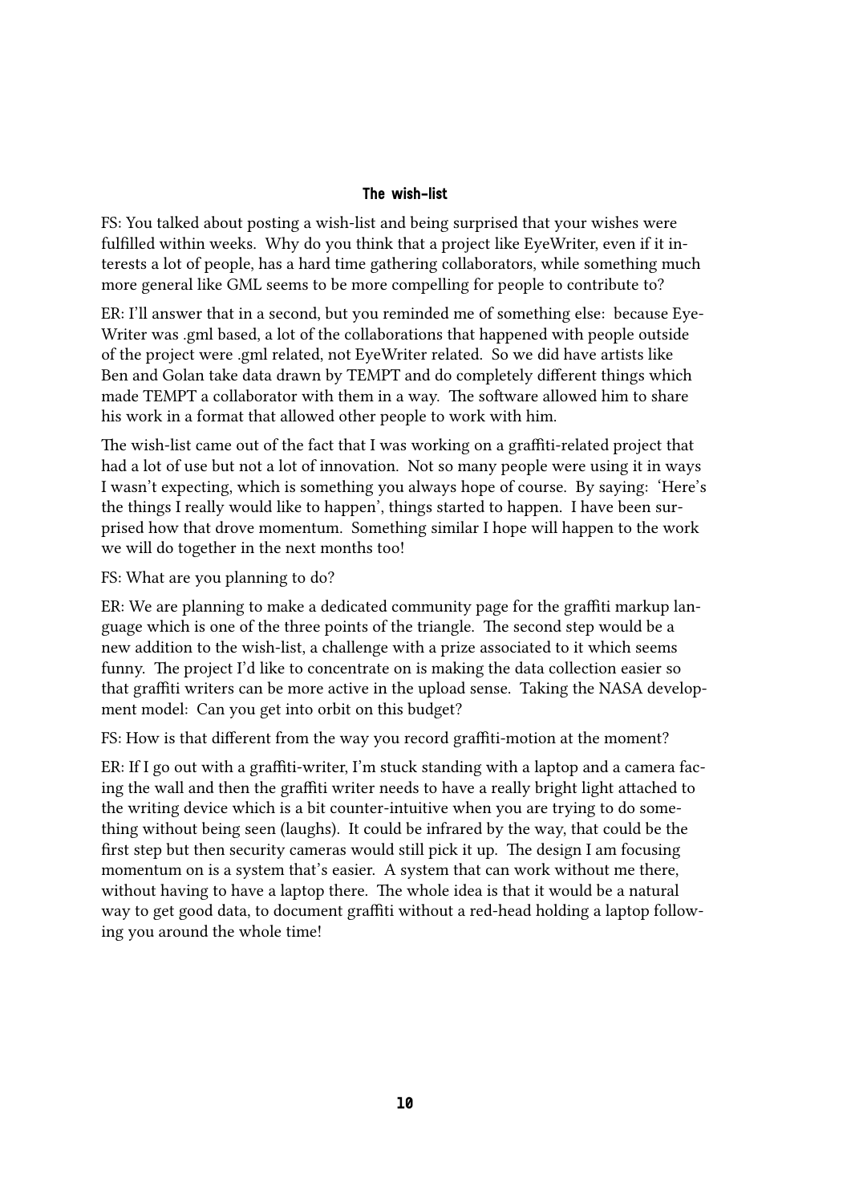### The wish-list

FS: You talked about posting a wish-list and being surprised that your wishes were fulfilled within weeks. Why do you think that a project like EyeWriter, even if it interests a lot of people, has a hard time gathering collaborators, while something much more general like GML seems to be more compelling for people to contribute to?

ER: I'll answer that in a second, but you reminded me of something else: because EyeWriter was .gml based, a lot of the collaborations that happened with people outside of the project were .gml related, not EyeWriter related. So we did have artists like Ben and Golan take data drawn by TEMPT and do completely different things which made TEMPT a collaborator with them in a way. The software allowed him to share his work in a format that allowed other people to work with him.

The wish-list came out of the fact that I was working on a graffiti-related project that had a lot of use but not a lot of innovation. Not so many people were using it in ways I wasn't expecting, which is something you always hope of course. By saying: 'Here's the things I really would like to happen', things started to happen. I have been surprised how that drove momentum. Something similar I hope will happen to the work we will do together in the next months too!

FS: What are you planning to do?

ER: We are planning to make a dedicated community page for the graffiti markup language which is one of the three points of the triangle. The second step would be a new addition to the wish-list, a challenge with a prize associated to it which seems funny. The project I'd like to concentrate on is making the data collection easier so that graffiti writers can be more active in the upload sense. Taking the NASA development model: Can you get into orbit on this budget?

FS: How is that different from the way you record graffiti-motion at the moment?

ER: If I go out with a graffiti-writer, I'm stuck standing with a laptop and a camera facing the wall and then the graffiti writer needs to have a really bright light attached to the writing device which is a bit counter-intuitive when you are trying to do something without being seen (laughs). It could be infrared by the way, that could be the first step but then security cameras would still pick it up. The design I am focusing momentum on is a system that's easier. A system that can work without me there, without having to have a laptop there. The whole idea is that it would be a natural way to get good data, to document graffiti without a red-head holding a laptop following you around the whole time!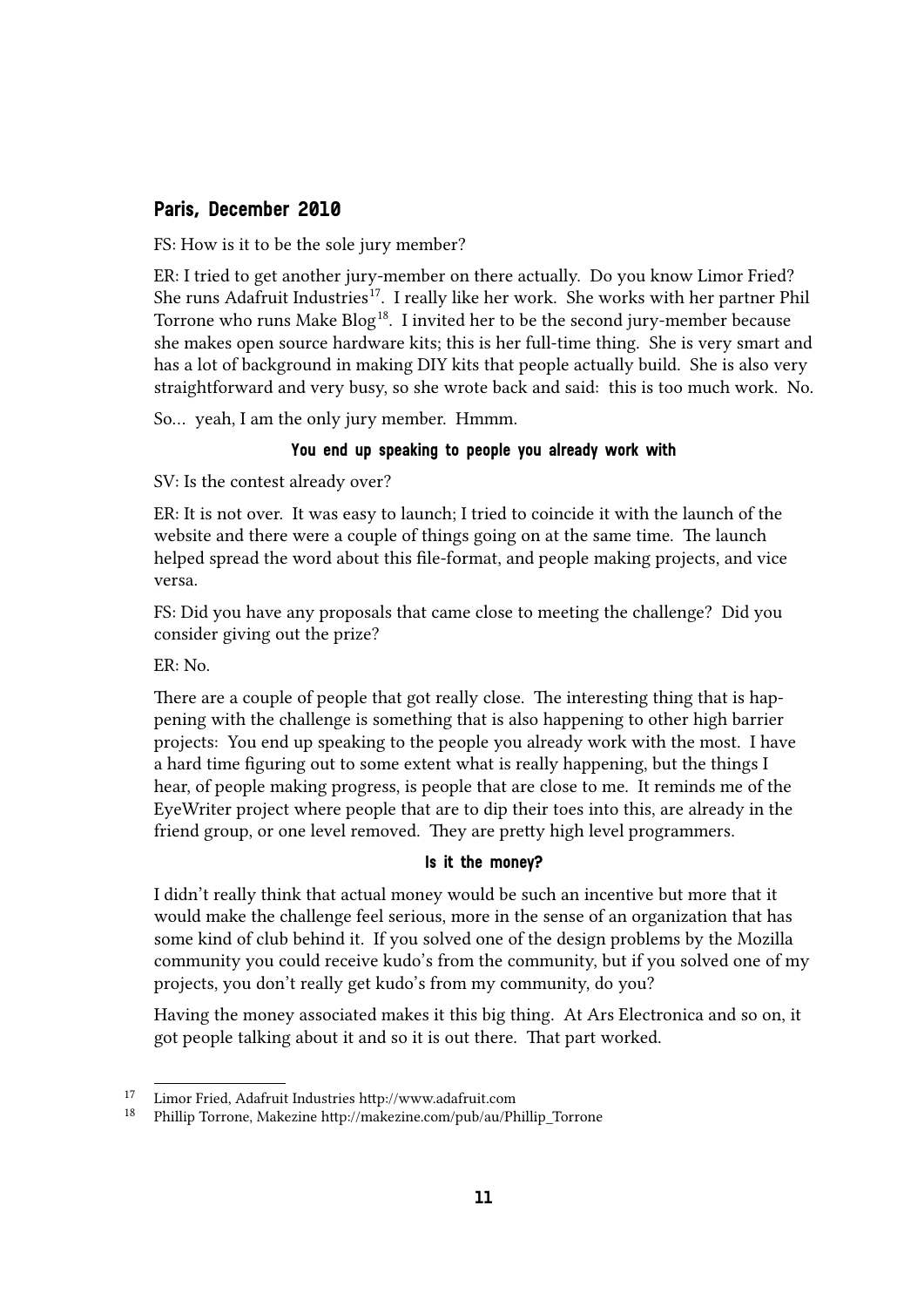## Paris, December 2010

FS: How is it to be the sole jury member?

ER: I tried to get another jury-member on there actually. Do you know Limor Fried? She runs Adafruit Industries[17]. I really like her work. She works with her partner Phil Torrone who runs Make Blog[18]. I invited her to be the second jury-member because she makes open source hardware kits; this is her full-time thing. She is very smart and has a lot of background in making DIY kits that people actually build. She is also very straightforward and very busy, so she wrote back and said: this is too much work. No.

So… yeah, I am the only jury member. Hmmm.

### You end up speaking to people you already work with

SV: Is the contest already over?

ER: It is not over. It was easy to launch; I tried to coincide it with the launch of the website and there were a couple of things going on at the same time. The launch helped spread the word about this file-format, and people making projects, and vice versa.

FS: Did you have any proposals that came close to meeting the challenge? Did you consider giving out the prize?

ER: No.

There are a couple of people that got really close. The interesting thing that is happening with the challenge is something that is also happening to other high barrier projects: You end up speaking to the people you already work with the most. I have a hard time figuring out to some extent what is really happening, but the things I hear, of people making progress, is people that are close to me. It reminds me of the EyeWriter project where people that are to dip their toes into this, are already in the friend group, or one level removed. They are pretty high level programmers.

### Is it the money?

I didn't really think that actual money would be such an incentive but more that it would make the challenge feel serious, more in the sense of an organization that has some kind of club behind it. If you solved one of the design problems by the Mozilla community you could receive kudo's from the community, but if you solved one of my projects, you don't really get kudo's from my community, do you?

Having the money associated makes it this big thing. At Ars Electronica and so on, it got people talking about it and so it is out there. That part worked.

---

[17] Limor Fried, Adafruit Industries http://www.adafruit.com

[18] Phillip Torrone, Makezine http://makezine.com/pub/au/Phillip_Torrone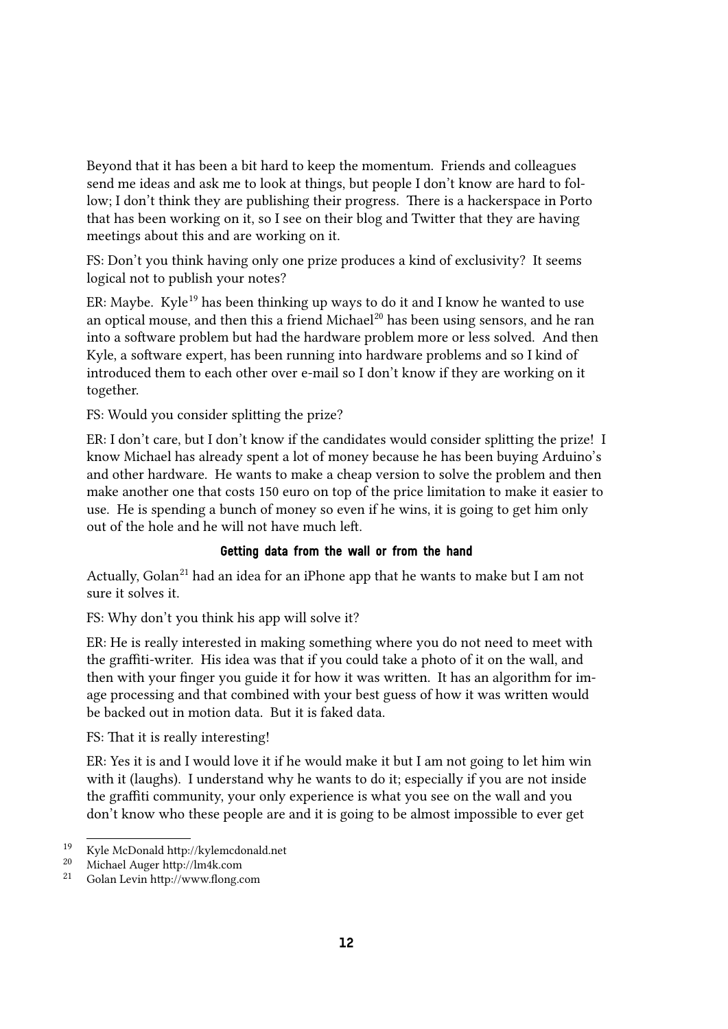Beyond that it has been a bit hard to keep the momentum. Friends and colleagues send me ideas and ask me to look at things, but people I don't know are hard to follow; I don't think they are publishing their progress. There is a hackerspace in Porto that has been working on it, so I see on their blog and Twitter that they are having meetings about this and are working on it.

FS: Don't you think having only one prize produces a kind of exclusivity? It seems logical not to publish your notes?

ER: Maybe. Kyle[19] has been thinking up ways to do it and I know he wanted to use an optical mouse, and then this a friend Michael[20] has been using sensors, and he ran into a software problem but had the hardware problem more or less solved. And then Kyle, a software expert, has been running into hardware problems and so I kind of introduced them to each other over e-mail so I don't know if they are working on it together.

FS: Would you consider splitting the prize?

ER: I don't care, but I don't know if the candidates would consider splitting the prize! I know Michael has already spent a lot of money because he has been buying Arduino's and other hardware. He wants to make a cheap version to solve the problem and then make another one that costs 150 euro on top of the price limitation to make it easier to use. He is spending a bunch of money so even if he wins, it is going to get him only out of the hole and he will not have much left.

#### Getting data from the wall or from the hand

Actually, Golan[21] had an idea for an iPhone app that he wants to make but I am not sure it solves it.

FS: Why don't you think his app will solve it?

ER: He is really interested in making something where you do not need to meet with the graffiti-writer. His idea was that if you could take a photo of it on the wall, and then with your finger you guide it for how it was written. It has an algorithm for image processing and that combined with your best guess of how it was written would be backed out in motion data. But it is faked data.

FS: That it is really interesting!

ER: Yes it is and I would love it if he would make it but I am not going to let him win with it (laughs). I understand why he wants to do it; especially if you are not inside the graffiti community, your only experience is what you see on the wall and you don't know who these people are and it is going to be almost impossible to ever get

---

[19] Kyle McDonald http://kylemcdonald.net

[20] Michael Auger http://lm4k.com

[21] Golan Levin http://www.flong.com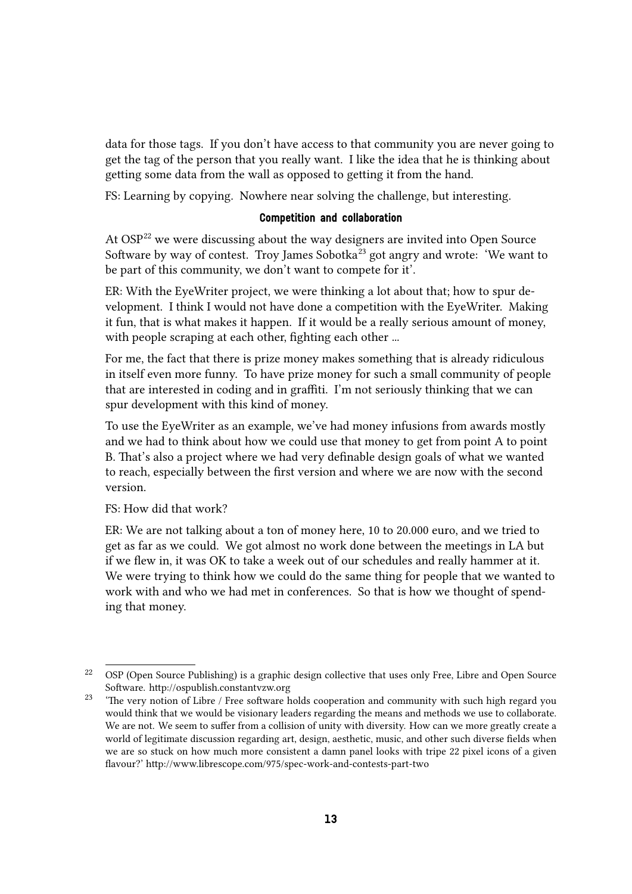data for those tags. If you don't have access to that community you are never going to get the tag of the person that you really want. I like the idea that he is thinking about getting some data from the wall as opposed to getting it from the hand.

FS: Learning by copying. Nowhere near solving the challenge, but interesting.

### Competition and collaboration

At OSP[22] we were discussing about the way designers are invited into Open Source Software by way of contest. Troy James Sobotka[23] got angry and wrote: 'We want to be part of this community, we don't want to compete for it'.

ER: With the EyeWriter project, we were thinking a lot about that; how to spur development. I think I would not have done a competition with the EyeWriter. Making it fun, that is what makes it happen. If it would be a really serious amount of money, with people scraping at each other, fighting each other ...

For me, the fact that there is prize money makes something that is already ridiculous in itself even more funny. To have prize money for such a small community of people that are interested in coding and in graffiti. I'm not seriously thinking that we can spur development with this kind of money.

To use the EyeWriter as an example, we've had money infusions from awards mostly and we had to think about how we could use that money to get from point A to point B. That's also a project where we had very definable design goals of what we wanted to reach, especially between the first version and where we are now with the second version.

FS: How did that work?

ER: We are not talking about a ton of money here, 10 to 20.000 euro, and we tried to get as far as we could. We got almost no work done between the meetings in LA but if we flew in, it was OK to take a week out of our schedules and really hammer at it. We were trying to think how we could do the same thing for people that we wanted to work with and who we had met in conferences. So that is how we thought of spending that money.

---

[22] OSP (Open Source Publishing) is a graphic design collective that uses only Free, Libre and Open Source Software. http://ospublish.constantvzw.org

[23] 'The very notion of Libre / Free software holds cooperation and community with such high regard you would think that we would be visionary leaders regarding the means and methods we use to collaborate. We are not. We seem to suffer from a collision of unity with diversity. How can we more greatly create a world of legitimate discussion regarding art, design, aesthetic, music, and other such diverse fields when we are so stuck on how much more consistent a damn panel looks with tripe 22 pixel icons of a given flavour?' http://www.librescope.com/975/spec-work-and-contests-part-two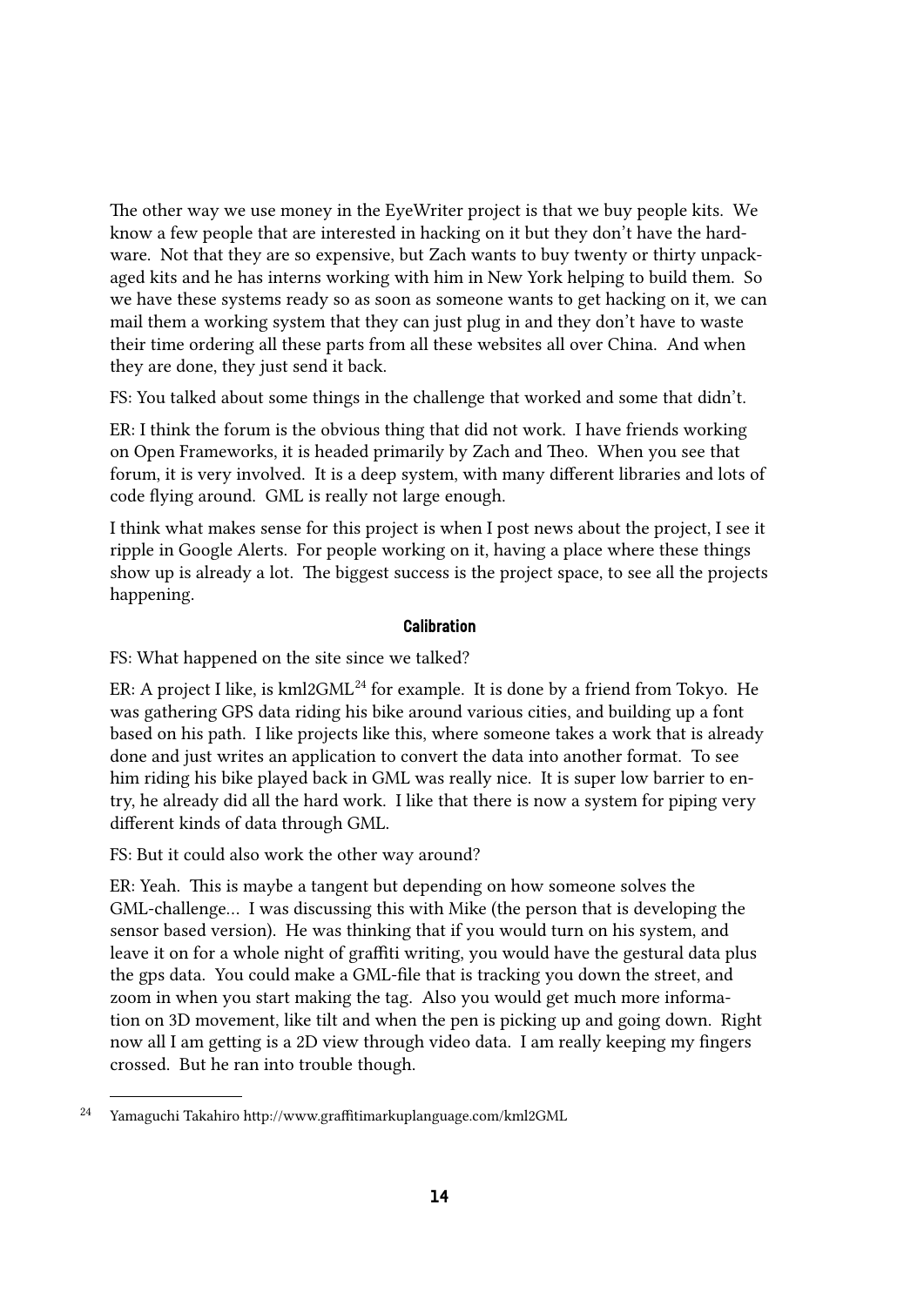The other way we use money in the EyeWriter project is that we buy people kits. We know a few people that are interested in hacking on it but they don't have the hardware. Not that they are so expensive, but Zach wants to buy twenty or thirty unpackaged kits and he has interns working with him in New York helping to build them. So we have these systems ready so as soon as someone wants to get hacking on it, we can mail them a working system that they can just plug in and they don't have to waste their time ordering all these parts from all these websites all over China. And when they are done, they just send it back.

FS: You talked about some things in the challenge that worked and some that didn't.

ER: I think the forum is the obvious thing that did not work. I have friends working on Open Frameworks, it is headed primarily by Zach and Theo. When you see that forum, it is very involved. It is a deep system, with many different libraries and lots of code flying around. GML is really not large enough.

I think what makes sense for this project is when I post news about the project, I see it ripple in Google Alerts. For people working on it, having a place where these things show up is already a lot. The biggest success is the project space, to see all the projects happening.

#### Calibration

FS: What happened on the site since we talked?

ER: A project I like, is kml2GML[24] for example. It is done by a friend from Tokyo. He was gathering GPS data riding his bike around various cities, and building up a font based on his path. I like projects like this, where someone takes a work that is already done and just writes an application to convert the data into another format. To see him riding his bike played back in GML was really nice. It is super low barrier to entry, he already did all the hard work. I like that there is now a system for piping very different kinds of data through GML.

FS: But it could also work the other way around?

ER: Yeah. This is maybe a tangent but depending on how someone solves the GML-challenge… I was discussing this with Mike (the person that is developing the sensor based version). He was thinking that if you would turn on his system, and leave it on for a whole night of graffiti writing, you would have the gestural data plus the gps data. You could make a GML-file that is tracking you down the street, and zoom in when you start making the tag. Also you would get much more information on 3D movement, like tilt and when the pen is picking up and going down. Right now all I am getting is a 2D view through video data. I am really keeping my fingers crossed. But he ran into trouble though.

---

[24] Yamaguchi Takahiro http://www.graffitimarkuplanguage.com/kml2GML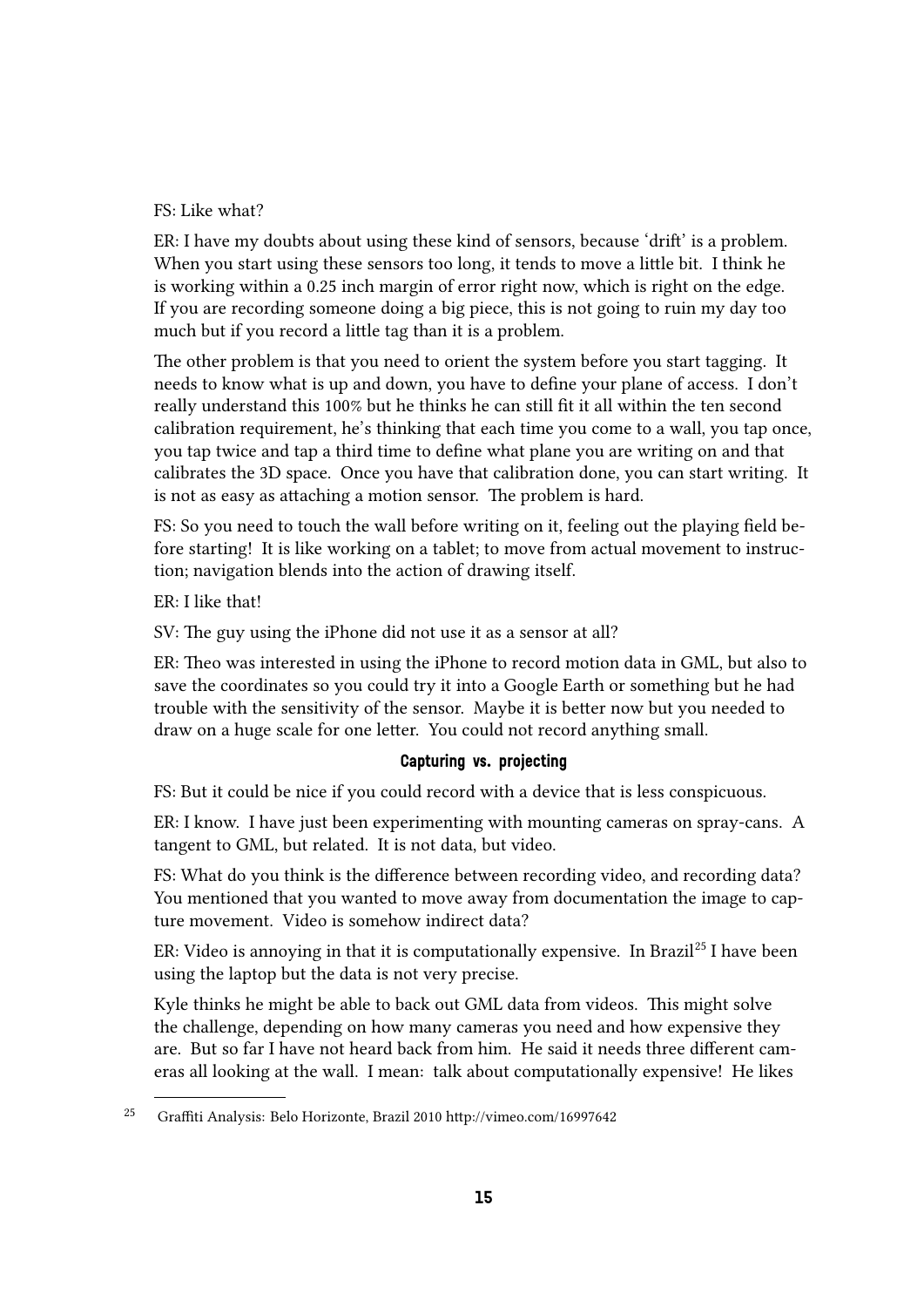FS: Like what?

ER: I have my doubts about using these kind of sensors, because 'drift' is a problem. When you start using these sensors too long, it tends to move a little bit. I think he is working within a 0.25 inch margin of error right now, which is right on the edge. If you are recording someone doing a big piece, this is not going to ruin my day too much but if you record a little tag than it is a problem.

The other problem is that you need to orient the system before you start tagging. It needs to know what is up and down, you have to define your plane of access. I don't really understand this 100% but he thinks he can still fit it all within the ten second calibration requirement, he's thinking that each time you come to a wall, you tap once, you tap twice and tap a third time to define what plane you are writing on and that calibrates the 3D space. Once you have that calibration done, you can start writing. It is not as easy as attaching a motion sensor. The problem is hard.

FS: So you need to touch the wall before writing on it, feeling out the playing field before starting! It is like working on a tablet; to move from actual movement to instruction; navigation blends into the action of drawing itself.

ER: I like that!

SV: The guy using the iPhone did not use it as a sensor at all?

ER: Theo was interested in using the iPhone to record motion data in GML, but also to save the coordinates so you could try it into a Google Earth or something but he had trouble with the sensitivity of the sensor. Maybe it is better now but you needed to draw on a huge scale for one letter. You could not record anything small.

### Capturing vs. projecting

FS: But it could be nice if you could record with a device that is less conspicuous.

ER: I know. I have just been experimenting with mounting cameras on spray-cans. A tangent to GML, but related. It is not data, but video.

FS: What do you think is the difference between recording video, and recording data? You mentioned that you wanted to move away from documentation the image to capture movement. Video is somehow indirect data?

ER: Video is annoying in that it is computationally expensive. In Brazil[25] I have been using the laptop but the data is not very precise.

Kyle thinks he might be able to back out GML data from videos. This might solve the challenge, depending on how many cameras you need and how expensive they are. But so far I have not heard back from him. He said it needs three different cameras all looking at the wall. I mean: talk about computationally expensive! He likes

[25] Graffiti Analysis: Belo Horizonte, Brazil 2010 http://vimeo.com/16997642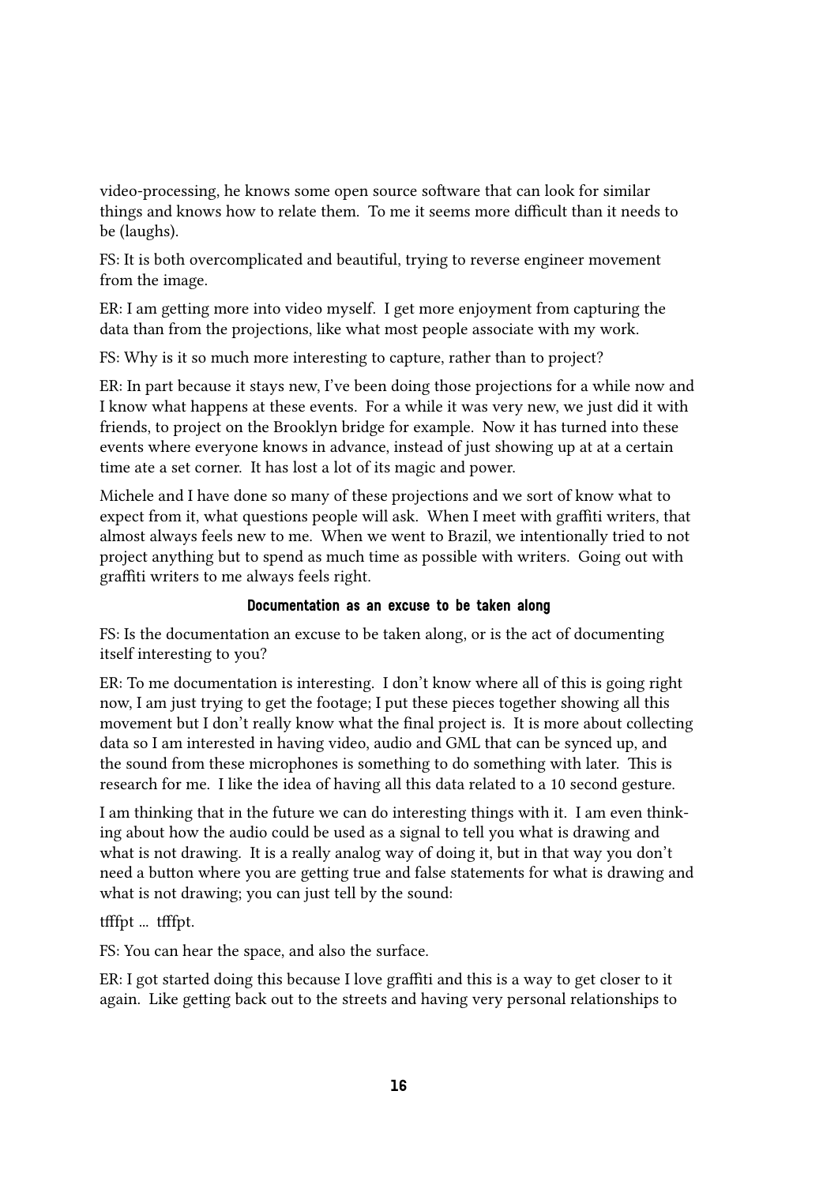video-processing, he knows some open source software that can look for similar things and knows how to relate them. To me it seems more difficult than it needs to be (laughs).

FS: It is both overcomplicated and beautiful, trying to reverse engineer movement from the image.

ER: I am getting more into video myself. I get more enjoyment from capturing the data than from the projections, like what most people associate with my work.

FS: Why is it so much more interesting to capture, rather than to project?

ER: In part because it stays new, I've been doing those projections for a while now and I know what happens at these events. For a while it was very new, we just did it with friends, to project on the Brooklyn bridge for example. Now it has turned into these events where everyone knows in advance, instead of just showing up at at a certain time ate a set corner. It has lost a lot of its magic and power.

Michele and I have done so many of these projections and we sort of know what to expect from it, what questions people will ask. When I meet with graffiti writers, that almost always feels new to me. When we went to Brazil, we intentionally tried to not project anything but to spend as much time as possible with writers. Going out with graffiti writers to me always feels right.

### Documentation as an excuse to be taken along

FS: Is the documentation an excuse to be taken along, or is the act of documenting itself interesting to you?

ER: To me documentation is interesting. I don't know where all of this is going right now, I am just trying to get the footage; I put these pieces together showing all this movement but I don't really know what the final project is. It is more about collecting data so I am interested in having video, audio and GML that can be synced up, and the sound from these microphones is something to do something with later. This is research for me. I like the idea of having all this data related to a 10 second gesture.

I am thinking that in the future we can do interesting things with it. I am even thinking about how the audio could be used as a signal to tell you what is drawing and what is not drawing. It is a really analog way of doing it, but in that way you don't need a button where you are getting true and false statements for what is drawing and what is not drawing; you can just tell by the sound:

tfffpt … tfffpt.

FS: You can hear the space, and also the surface.

ER: I got started doing this because I love graffiti and this is a way to get closer to it again. Like getting back out to the streets and having very personal relationships to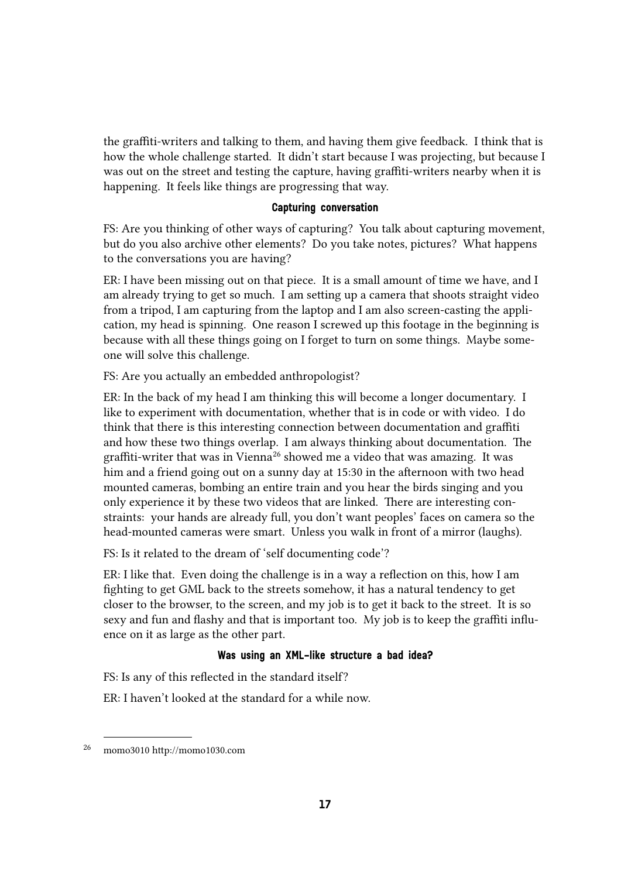the graffiti-writers and talking to them, and having them give feedback. I think that is how the whole challenge started. It didn't start because I was projecting, but because I was out on the street and testing the capture, having graffiti-writers nearby when it is happening. It feels like things are progressing that way.

### Capturing conversation

FS: Are you thinking of other ways of capturing? You talk about capturing movement, but do you also archive other elements? Do you take notes, pictures? What happens to the conversations you are having?

ER: I have been missing out on that piece. It is a small amount of time we have, and I am already trying to get so much. I am setting up a camera that shoots straight video from a tripod, I am capturing from the laptop and I am also screen-casting the application, my head is spinning. One reason I screwed up this footage in the beginning is because with all these things going on I forget to turn on some things. Maybe someone will solve this challenge.

FS: Are you actually an embedded anthropologist?

ER: In the back of my head I am thinking this will become a longer documentary. I like to experiment with documentation, whether that is in code or with video. I do think that there is this interesting connection between documentation and graffiti and how these two things overlap. I am always thinking about documentation. The graffiti-writer that was in Vienna[26] showed me a video that was amazing. It was him and a friend going out on a sunny day at 15:30 in the afternoon with two head mounted cameras, bombing an entire train and you hear the birds singing and you only experience it by these two videos that are linked. There are interesting constraints: your hands are already full, you don't want peoples' faces on camera so the head-mounted cameras were smart. Unless you walk in front of a mirror (laughs).

FS: Is it related to the dream of 'self documenting code'?

ER: I like that. Even doing the challenge is in a way a reflection on this, how I am fighting to get GML back to the streets somehow, it has a natural tendency to get closer to the browser, to the screen, and my job is to get it back to the street. It is so sexy and fun and flashy and that is important too. My job is to keep the graffiti influence on it as large as the other part.

### Was using an XML-like structure a bad idea?

FS: Is any of this reflected in the standard itself?

ER: I haven't looked at the standard for a while now.

---

[26] momo3010 http://momo1030.com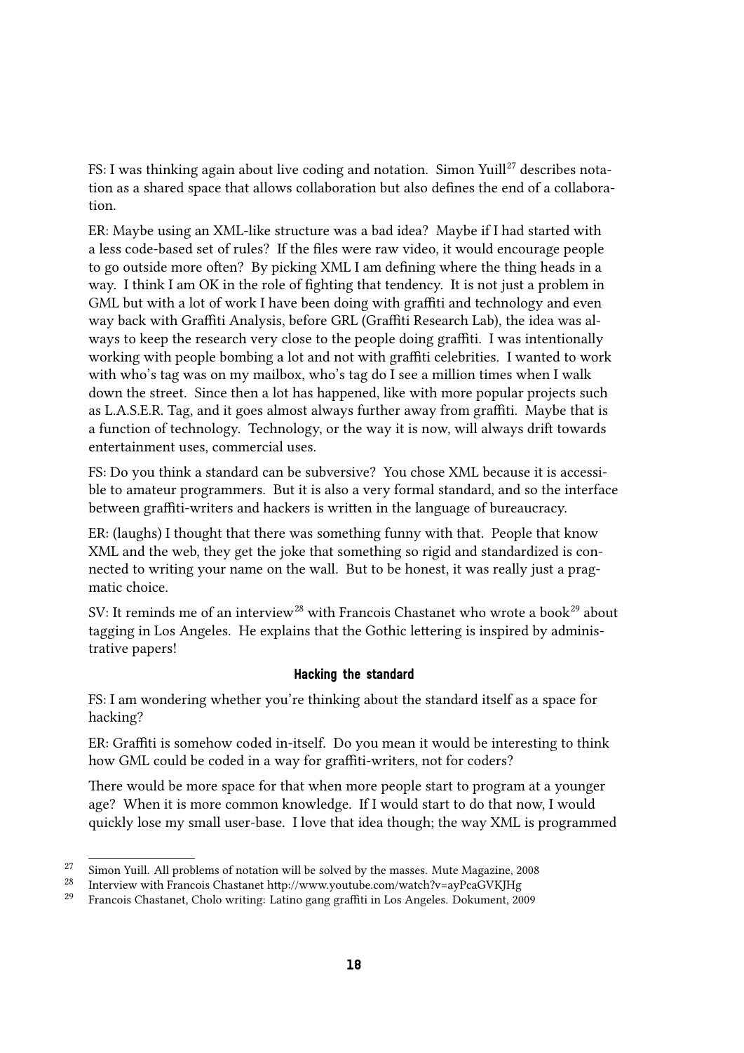FS: I was thinking again about live coding and notation. Simon Yuill[27] describes notation as a shared space that allows collaboration but also defines the end of a collaboration.

ER: Maybe using an XML-like structure was a bad idea? Maybe if I had started with a less code-based set of rules? If the files were raw video, it would encourage people to go outside more often? By picking XML I am defining where the thing heads in a way. I think I am OK in the role of fighting that tendency. It is not just a problem in GML but with a lot of work I have been doing with graffiti and technology and even way back with Graffiti Analysis, before GRL (Graffiti Research Lab), the idea was always to keep the research very close to the people doing graffiti. I was intentionally working with people bombing a lot and not with graffiti celebrities. I wanted to work with who's tag was on my mailbox, who's tag do I see a million times when I walk down the street. Since then a lot has happened, like with more popular projects such as L.A.S.E.R. Tag, and it goes almost always further away from graffiti. Maybe that is a function of technology. Technology, or the way it is now, will always drift towards entertainment uses, commercial uses.

FS: Do you think a standard can be subversive? You chose XML because it is accessible to amateur programmers. But it is also a very formal standard, and so the interface between graffiti-writers and hackers is written in the language of bureaucracy.

ER: (laughs) I thought that there was something funny with that. People that know XML and the web, they get the joke that something so rigid and standardized is connected to writing your name on the wall. But to be honest, it was really just a pragmatic choice.

SV: It reminds me of an interview[28] with Francois Chastanet who wrote a book[29] about tagging in Los Angeles. He explains that the Gothic lettering is inspired by administrative papers!

### Hacking the standard

FS: I am wondering whether you're thinking about the standard itself as a space for hacking?

ER: Graffiti is somehow coded in-itself. Do you mean it would be interesting to think how GML could be coded in a way for graffiti-writers, not for coders?

There would be more space for that when more people start to program at a younger age? When it is more common knowledge. If I would start to do that now, I would quickly lose my small user-base. I love that idea though; the way XML is programmed

[27] Simon Yuill. All problems of notation will be solved by the masses. Mute Magazine, 2008

[28] Interview with Francois Chastanet http://www.youtube.com/watch?v=ayPcaGVKJHg

[29] Francois Chastanet, Cholo writing: Latino gang graffiti in Los Angeles. Dokument, 2009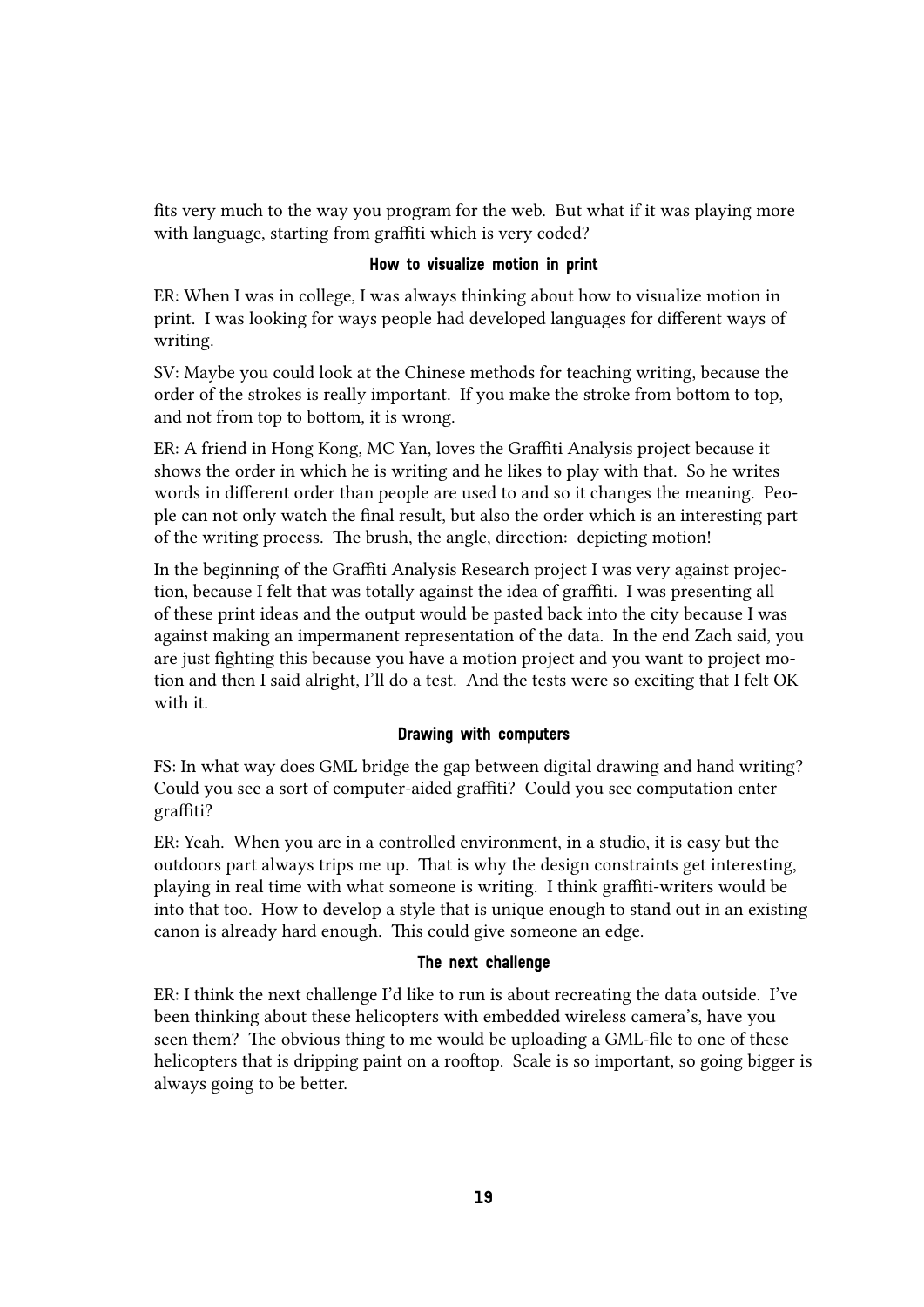fits very much to the way you program for the web. But what if it was playing more with language, starting from graffiti which is very coded?

### How to visualize motion in print

ER: When I was in college, I was always thinking about how to visualize motion in print. I was looking for ways people had developed languages for different ways of writing.

SV: Maybe you could look at the Chinese methods for teaching writing, because the order of the strokes is really important. If you make the stroke from bottom to top, and not from top to bottom, it is wrong.

ER: A friend in Hong Kong, MC Yan, loves the Graffiti Analysis project because it shows the order in which he is writing and he likes to play with that. So he writes words in different order than people are used to and so it changes the meaning. People can not only watch the final result, but also the order which is an interesting part of the writing process. The brush, the angle, direction: depicting motion!

In the beginning of the Graffiti Analysis Research project I was very against projection, because I felt that was totally against the idea of graffiti. I was presenting all of these print ideas and the output would be pasted back into the city because I was against making an impermanent representation of the data. In the end Zach said, you are just fighting this because you have a motion project and you want to project motion and then I said alright, I'll do a test. And the tests were so exciting that I felt OK with it.

### Drawing with computers

FS: In what way does GML bridge the gap between digital drawing and hand writing? Could you see a sort of computer-aided graffiti? Could you see computation enter graffiti?

ER: Yeah. When you are in a controlled environment, in a studio, it is easy but the outdoors part always trips me up. That is why the design constraints get interesting, playing in real time with what someone is writing. I think graffiti-writers would be into that too. How to develop a style that is unique enough to stand out in an existing canon is already hard enough. This could give someone an edge.

### The next challenge

ER: I think the next challenge I'd like to run is about recreating the data outside. I've been thinking about these helicopters with embedded wireless camera's, have you seen them? The obvious thing to me would be uploading a GML-file to one of these helicopters that is dripping paint on a rooftop. Scale is so important, so going bigger is always going to be better.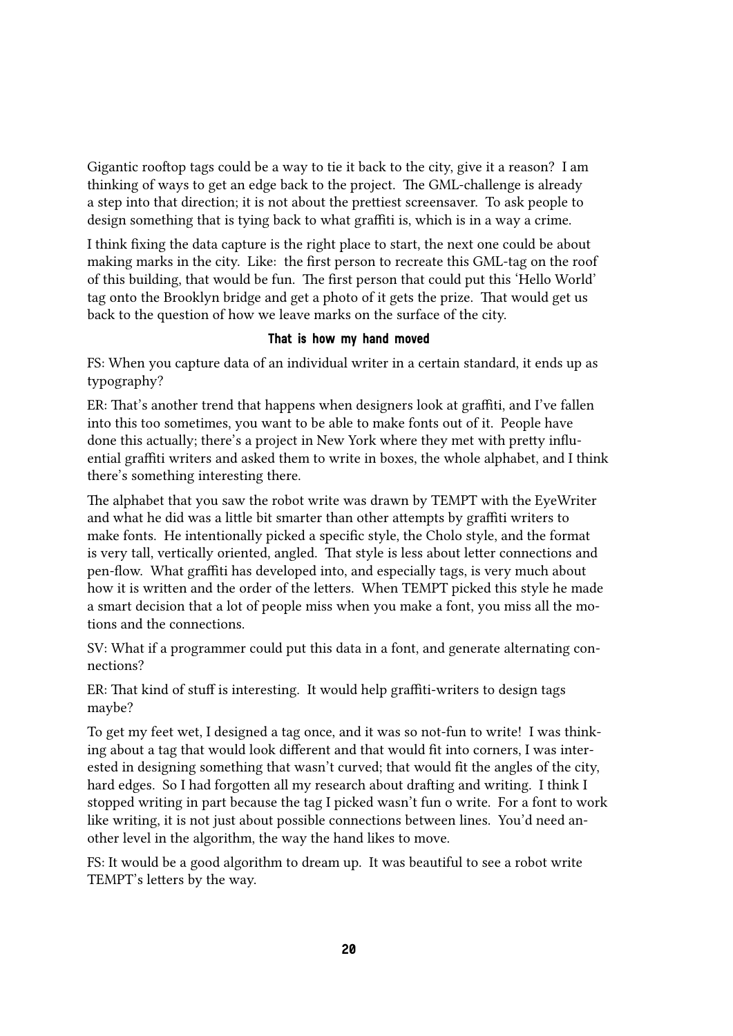Gigantic rooftop tags could be a way to tie it back to the city, give it a reason? I am thinking of ways to get an edge back to the project. The GML-challenge is already a step into that direction; it is not about the prettiest screensaver. To ask people to design something that is tying back to what graffiti is, which is in a way a crime.

I think fixing the data capture is the right place to start, the next one could be about making marks in the city. Like: the first person to recreate this GML-tag on the roof of this building, that would be fun. The first person that could put this 'Hello World' tag onto the Brooklyn bridge and get a photo of it gets the prize. That would get us back to the question of how we leave marks on the surface of the city.

### That is how my hand moved

FS: When you capture data of an individual writer in a certain standard, it ends up as typography?

ER: That's another trend that happens when designers look at graffiti, and I've fallen into this too sometimes, you want to be able to make fonts out of it. People have done this actually; there's a project in New York where they met with pretty influential graffiti writers and asked them to write in boxes, the whole alphabet, and I think there's something interesting there.

The alphabet that you saw the robot write was drawn by TEMPT with the EyeWriter and what he did was a little bit smarter than other attempts by graffiti writers to make fonts. He intentionally picked a specific style, the Cholo style, and the format is very tall, vertically oriented, angled. That style is less about letter connections and pen-flow. What graffiti has developed into, and especially tags, is very much about how it is written and the order of the letters. When TEMPT picked this style he made a smart decision that a lot of people miss when you make a font, you miss all the motions and the connections.

SV: What if a programmer could put this data in a font, and generate alternating connections?

ER: That kind of stuff is interesting. It would help graffiti-writers to design tags maybe?

To get my feet wet, I designed a tag once, and it was so not-fun to write! I was thinking about a tag that would look different and that would fit into corners, I was interested in designing something that wasn't curved; that would fit the angles of the city, hard edges. So I had forgotten all my research about drafting and writing. I think I stopped writing in part because the tag I picked wasn't fun o write. For a font to work like writing, it is not just about possible connections between lines. You'd need another level in the algorithm, the way the hand likes to move.

FS: It would be a good algorithm to dream up. It was beautiful to see a robot write TEMPT's letters by the way.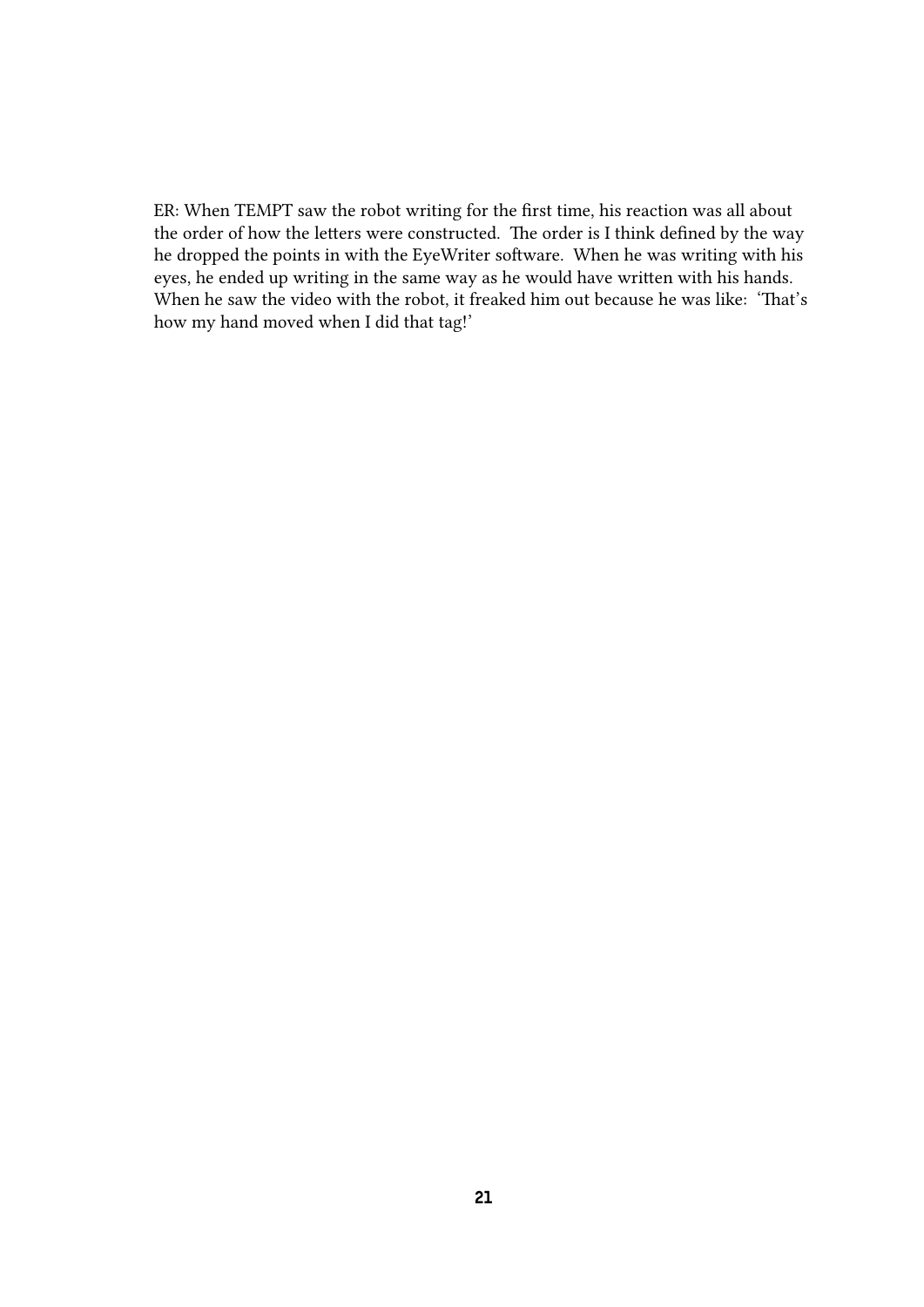ER: When TEMPT saw the robot writing for the first time, his reaction was all about the order of how the letters were constructed. The order is I think defined by the way he dropped the points in with the EyeWriter software. When he was writing with his eyes, he ended up writing in the same way as he would have written with his hands. When he saw the video with the robot, it freaked him out because he was like: 'That's how my hand moved when I did that tag!'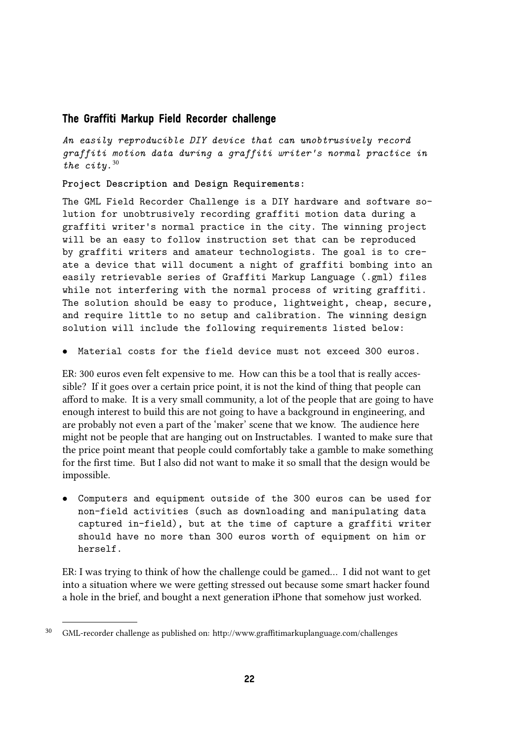### The Graffiti Markup Field Recorder challenge

*An easily reproducible DIY device that can unobtrusively record graffiti motion data during a graffiti writer's normal practice in the city.*[30]

**Project Description and Design Requirements:**

The GML Field Recorder Challenge is a DIY hardware and software solution for unobtrusively recording graffiti motion data during a graffiti writer's normal practice in the city. The winning project will be an easy to follow instruction set that can be reproduced by graffiti writers and amateur technologists. The goal is to create a device that will document a night of graffiti bombing into an easily retrievable series of Graffiti Markup Language (.gml) files while not interfering with the normal process of writing graffiti. The solution should be easy to produce, lightweight, cheap, secure, and require little to no setup and calibration. The winning design solution will include the following requirements listed below:

- Material costs for the field device must not exceed 300 euros.

ER: 300 euros even felt expensive to me. How can this be a tool that is really accessible? If it goes over a certain price point, it is not the kind of thing that people can afford to make. It is a very small community, a lot of the people that are going to have enough interest to build this are not going to have a background in engineering, and are probably not even a part of the 'maker' scene that we know. The audience here might not be people that are hanging out on Instructables. I wanted to make sure that the price point meant that people could comfortably take a gamble to make something for the first time. But I also did not want to make it so small that the design would be impossible.

- Computers and equipment outside of the 300 euros can be used for non-field activities (such as downloading and manipulating data captured in-field), but at the time of capture a graffiti writer should have no more than 300 euros worth of equipment on him or herself.

ER: I was trying to think of how the challenge could be gamed... I did not want to get into a situation where we were getting stressed out because some smart hacker found a hole in the brief, and bought a next generation iPhone that somehow just worked.

[30] GML-recorder challenge as published on: http://www.graffitimarkuplanguage.com/challenges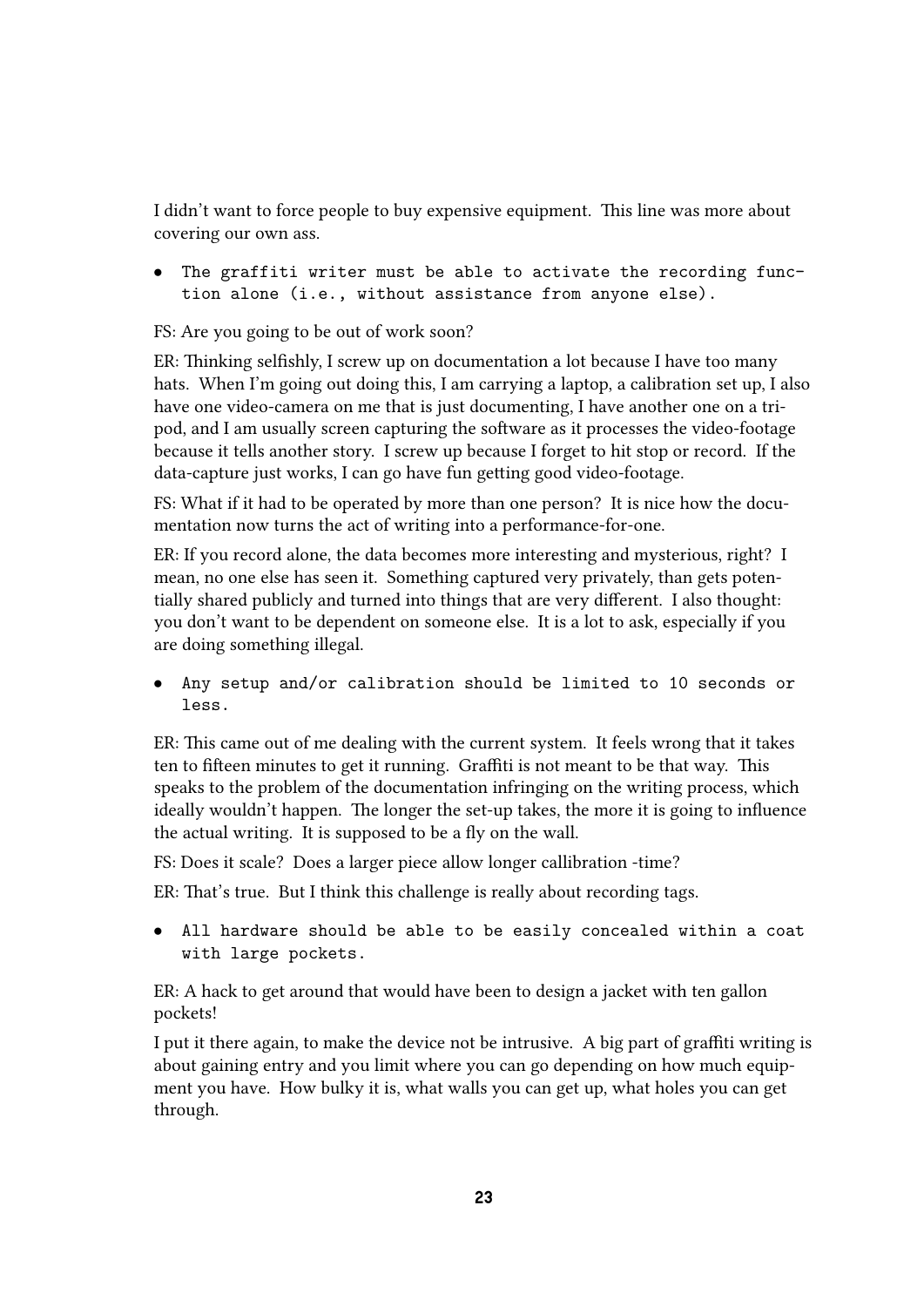I didn't want to force people to buy expensive equipment. This line was more about covering our own ass.

- `The graffiti writer must be able to activate the recording function alone (i.e., without assistance from anyone else).`

FS: Are you going to be out of work soon?

ER: Thinking selfishly, I screw up on documentation a lot because I have too many hats. When I'm going out doing this, I am carrying a laptop, a calibration set up, I also have one video-camera on me that is just documenting, I have another one on a tripod, and I am usually screen capturing the software as it processes the video-footage because it tells another story. I screw up because I forget to hit stop or record. If the data-capture just works, I can go have fun getting good video-footage.

FS: What if it had to be operated by more than one person? It is nice how the documentation now turns the act of writing into a performance-for-one.

ER: If you record alone, the data becomes more interesting and mysterious, right? I mean, no one else has seen it. Something captured very privately, than gets potentially shared publicly and turned into things that are very different. I also thought: you don't want to be dependent on someone else. It is a lot to ask, especially if you are doing something illegal.

- `Any setup and/or calibration should be limited to 10 seconds or less.`

ER: This came out of me dealing with the current system. It feels wrong that it takes ten to fifteen minutes to get it running. Graffiti is not meant to be that way. This speaks to the problem of the documentation infringing on the writing process, which ideally wouldn't happen. The longer the set-up takes, the more it is going to influence the actual writing. It is supposed to be a fly on the wall.

FS: Does it scale? Does a larger piece allow longer callibration -time?

ER: That's true. But I think this challenge is really about recording tags.

- `All hardware should be able to be easily concealed within a coat with large pockets.`

ER: A hack to get around that would have been to design a jacket with ten gallon pockets!

I put it there again, to make the device not be intrusive. A big part of graffiti writing is about gaining entry and you limit where you can go depending on how much equipment you have. How bulky it is, what walls you can get up, what holes you can get through.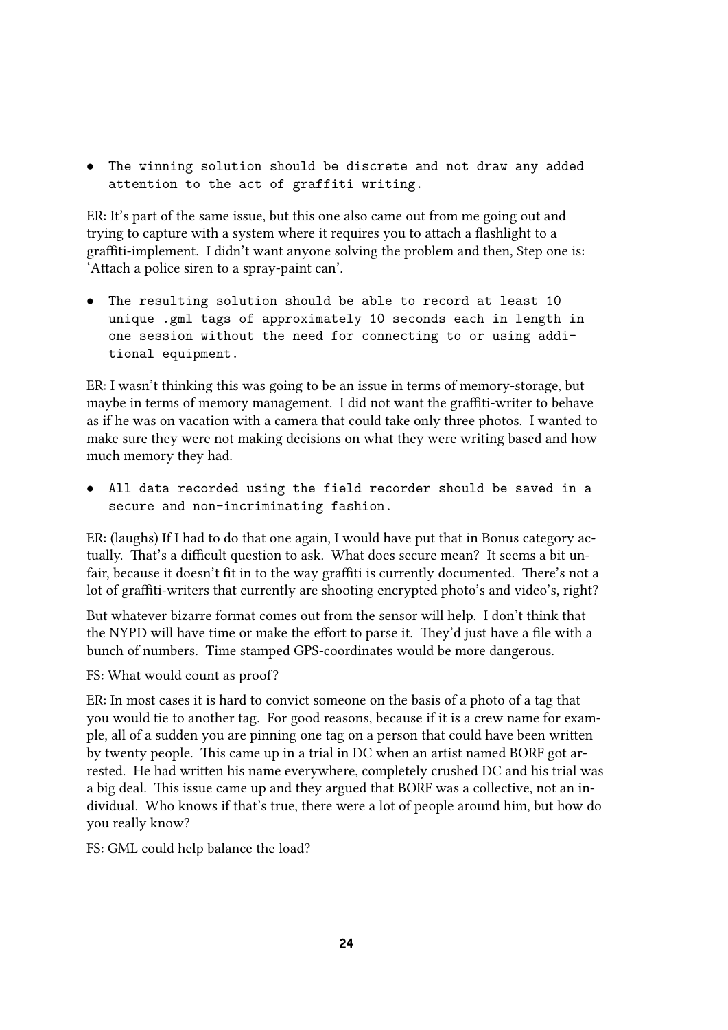- `The winning solution should be discrete and not draw any added attention to the act of graffiti writing.`

ER: It's part of the same issue, but this one also came out from me going out and trying to capture with a system where it requires you to attach a flashlight to a graffiti-implement. I didn't want anyone solving the problem and then, Step one is: 'Attach a police siren to a spray-paint can'.

- `The resulting solution should be able to record at least 10 unique .gml tags of approximately 10 seconds each in length in one session without the need for connecting to or using additional equipment.`

ER: I wasn't thinking this was going to be an issue in terms of memory-storage, but maybe in terms of memory management. I did not want the graffiti-writer to behave as if he was on vacation with a camera that could take only three photos. I wanted to make sure they were not making decisions on what they were writing based and how much memory they had.

- `All data recorded using the field recorder should be saved in a secure and non-incriminating fashion.`

ER: (laughs) If I had to do that one again, I would have put that in Bonus category actually. That's a difficult question to ask. What does secure mean? It seems a bit unfair, because it doesn't fit in to the way graffiti is currently documented. There's not a lot of graffiti-writers that currently are shooting encrypted photo's and video's, right?

But whatever bizarre format comes out from the sensor will help. I don't think that the NYPD will have time or make the effort to parse it. They'd just have a file with a bunch of numbers. Time stamped GPS-coordinates would be more dangerous.

FS: What would count as proof?

ER: In most cases it is hard to convict someone on the basis of a photo of a tag that you would tie to another tag. For good reasons, because if it is a crew name for example, all of a sudden you are pinning one tag on a person that could have been written by twenty people. This came up in a trial in DC when an artist named BORF got arrested. He had written his name everywhere, completely crushed DC and his trial was a big deal. This issue came up and they argued that BORF was a collective, not an individual. Who knows if that's true, there were a lot of people around him, but how do you really know?

FS: GML could help balance the load?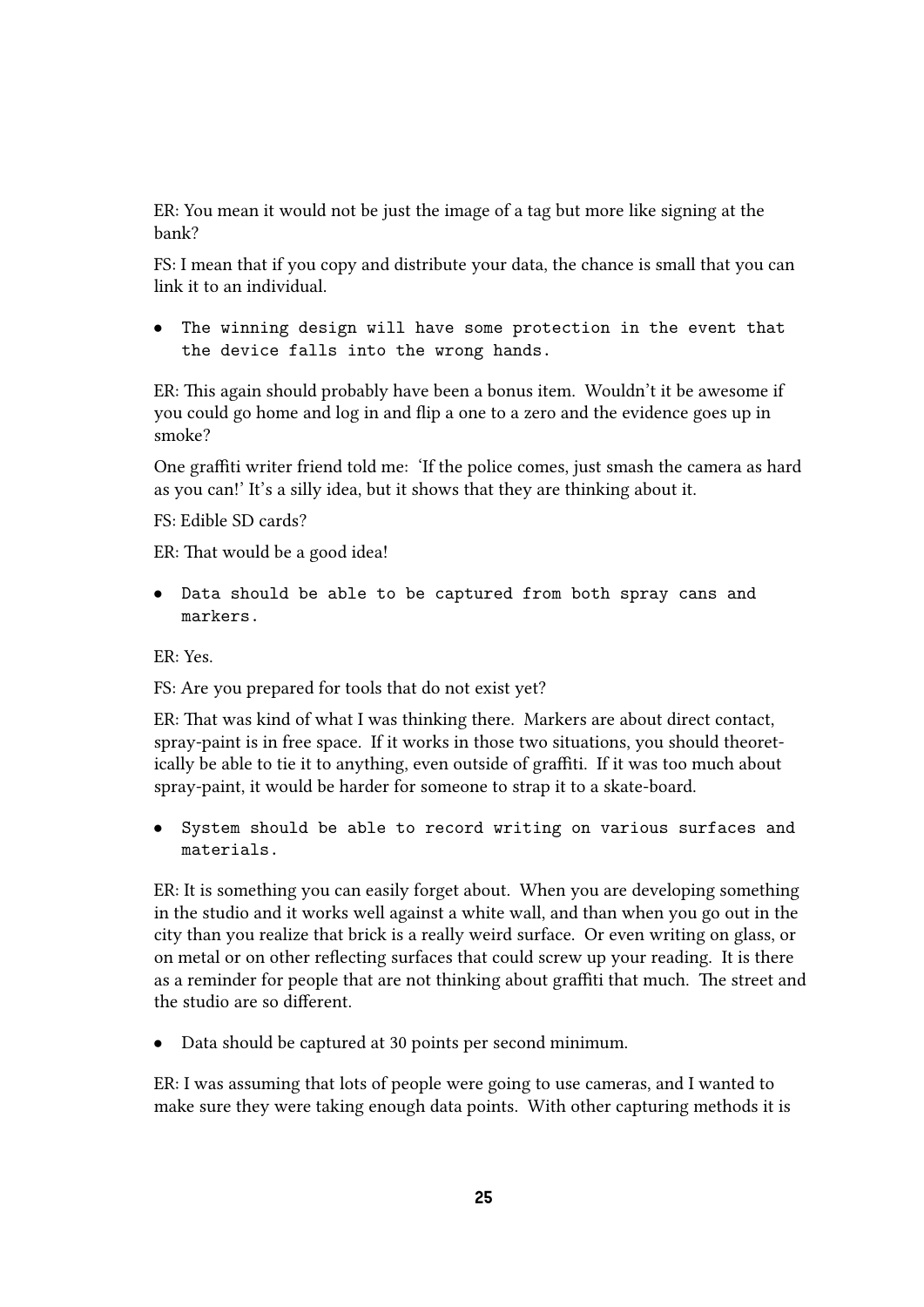ER: You mean it would not be just the image of a tag but more like signing at the bank?

FS: I mean that if you copy and distribute your data, the chance is small that you can link it to an individual.

- `The winning design will have some protection in the event that the device falls into the wrong hands.`

ER: This again should probably have been a bonus item. Wouldn't it be awesome if you could go home and log in and flip a one to a zero and the evidence goes up in smoke?

One graffiti writer friend told me: 'If the police comes, just smash the camera as hard as you can!' It's a silly idea, but it shows that they are thinking about it.

FS: Edible SD cards?

ER: That would be a good idea!

- `Data should be able to be captured from both spray cans and markers.`

ER: Yes.

FS: Are you prepared for tools that do not exist yet?

ER: That was kind of what I was thinking there. Markers are about direct contact, spray-paint is in free space. If it works in those two situations, you should theoretically be able to tie it to anything, even outside of graffiti. If it was too much about spray-paint, it would be harder for someone to strap it to a skate-board.

- `System should be able to record writing on various surfaces and materials.`

ER: It is something you can easily forget about. When you are developing something in the studio and it works well against a white wall, and than when you go out in the city than you realize that brick is a really weird surface. Or even writing on glass, or on metal or on other reflecting surfaces that could screw up your reading. It is there as a reminder for people that are not thinking about graffiti that much. The street and the studio are so different.

- Data should be captured at 30 points per second minimum.

ER: I was assuming that lots of people were going to use cameras, and I wanted to make sure they were taking enough data points. With other capturing methods it is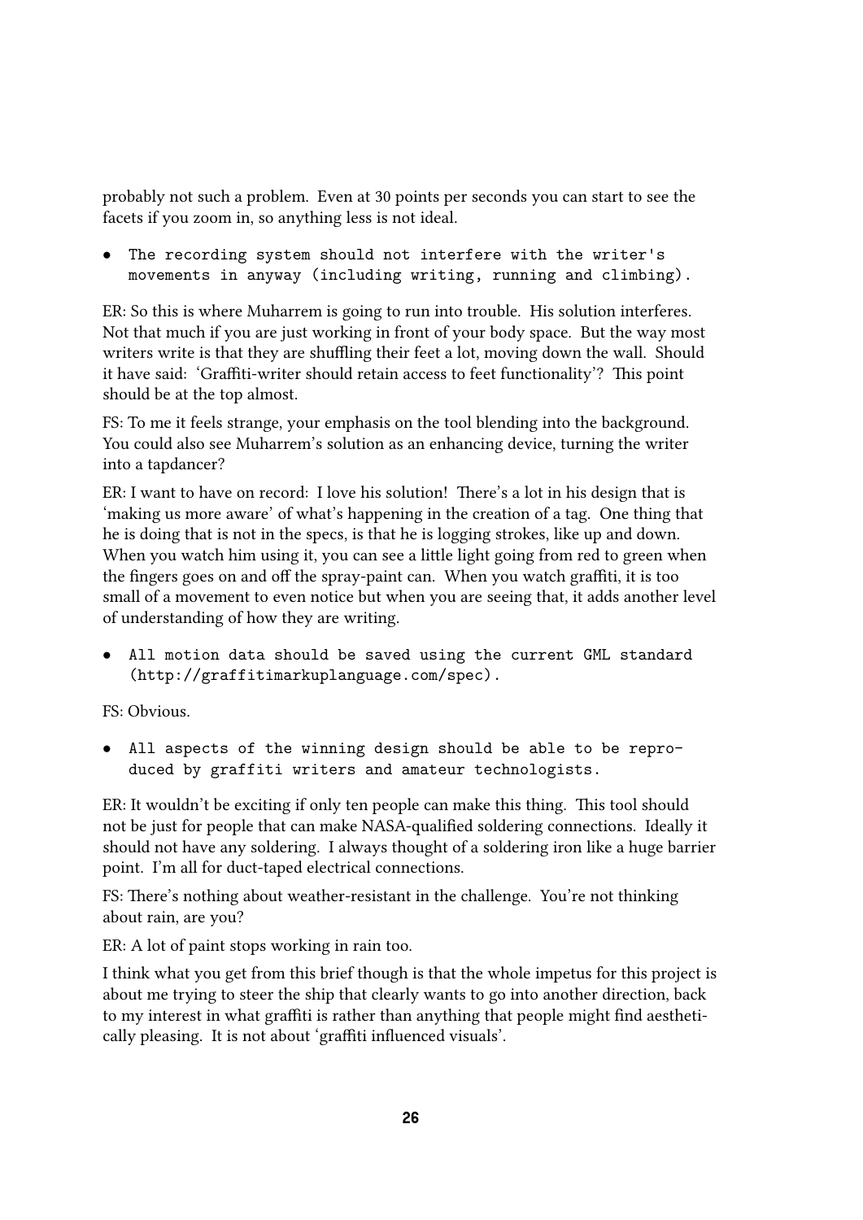probably not such a problem. Even at 30 points per seconds you can start to see the facets if you zoom in, so anything less is not ideal.

- `The recording system should not interfere with the writer's movements in anyway (including writing, running and climbing).`

ER: So this is where Muharrem is going to run into trouble. His solution interferes. Not that much if you are just working in front of your body space. But the way most writers write is that they are shuffling their feet a lot, moving down the wall. Should it have said: 'Graffiti-writer should retain access to feet functionality'? This point should be at the top almost.

FS: To me it feels strange, your emphasis on the tool blending into the background. You could also see Muharrem's solution as an enhancing device, turning the writer into a tapdancer?

ER: I want to have on record: I love his solution! There's a lot in his design that is 'making us more aware' of what's happening in the creation of a tag. One thing that he is doing that is not in the specs, is that he is logging strokes, like up and down. When you watch him using it, you can see a little light going from red to green when the fingers goes on and off the spray-paint can. When you watch graffiti, it is too small of a movement to even notice but when you are seeing that, it adds another level of understanding of how they are writing.

- `All motion data should be saved using the current GML standard (http://graffitimarkuplanguage.com/spec).`

FS: Obvious.

- `All aspects of the winning design should be able to be reproduced by graffiti writers and amateur technologists.`

ER: It wouldn't be exciting if only ten people can make this thing. This tool should not be just for people that can make NASA-qualified soldering connections. Ideally it should not have any soldering. I always thought of a soldering iron like a huge barrier point. I'm all for duct-taped electrical connections.

FS: There's nothing about weather-resistant in the challenge. You're not thinking about rain, are you?

ER: A lot of paint stops working in rain too.

I think what you get from this brief though is that the whole impetus for this project is about me trying to steer the ship that clearly wants to go into another direction, back to my interest in what graffiti is rather than anything that people might find aesthetically pleasing. It is not about 'graffiti influenced visuals'.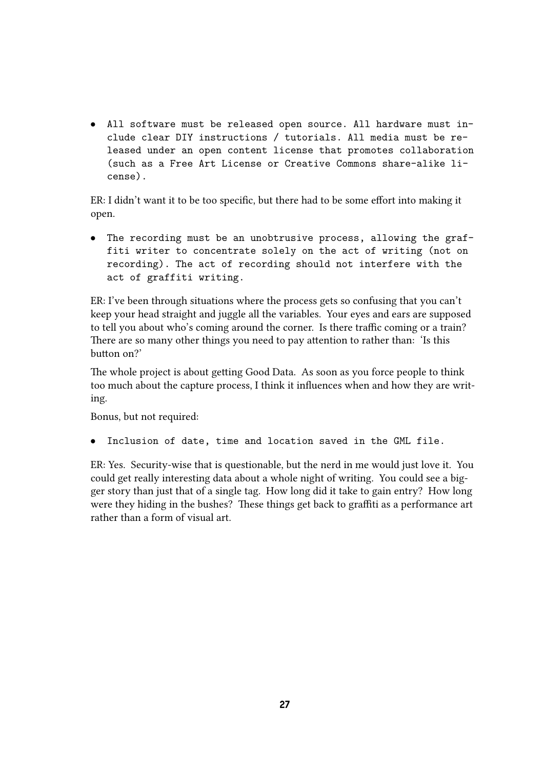- `All software must be released open source. All hardware must include clear DIY instructions / tutorials. All media must be released under an open content license that promotes collaboration (such as a Free Art License or Creative Commons share-alike license).`

ER: I didn't want it to be too specific, but there had to be some effort into making it open.

- `The recording must be an unobtrusive process, allowing the graffiti writer to concentrate solely on the act of writing (not on recording). The act of recording should not interfere with the act of graffiti writing.`

ER: I've been through situations where the process gets so confusing that you can't keep your head straight and juggle all the variables. Your eyes and ears are supposed to tell you about who's coming around the corner. Is there traffic coming or a train? There are so many other things you need to pay attention to rather than: 'Is this button on?'

The whole project is about getting Good Data. As soon as you force people to think too much about the capture process, I think it influences when and how they are writing.

Bonus, but not required:

- `Inclusion of date, time and location saved in the GML file.`

ER: Yes. Security-wise that is questionable, but the nerd in me would just love it. You could get really interesting data about a whole night of writing. You could see a bigger story than just that of a single tag. How long did it take to gain entry? How long were they hiding in the bushes? These things get back to graffiti as a performance art rather than a form of visual art.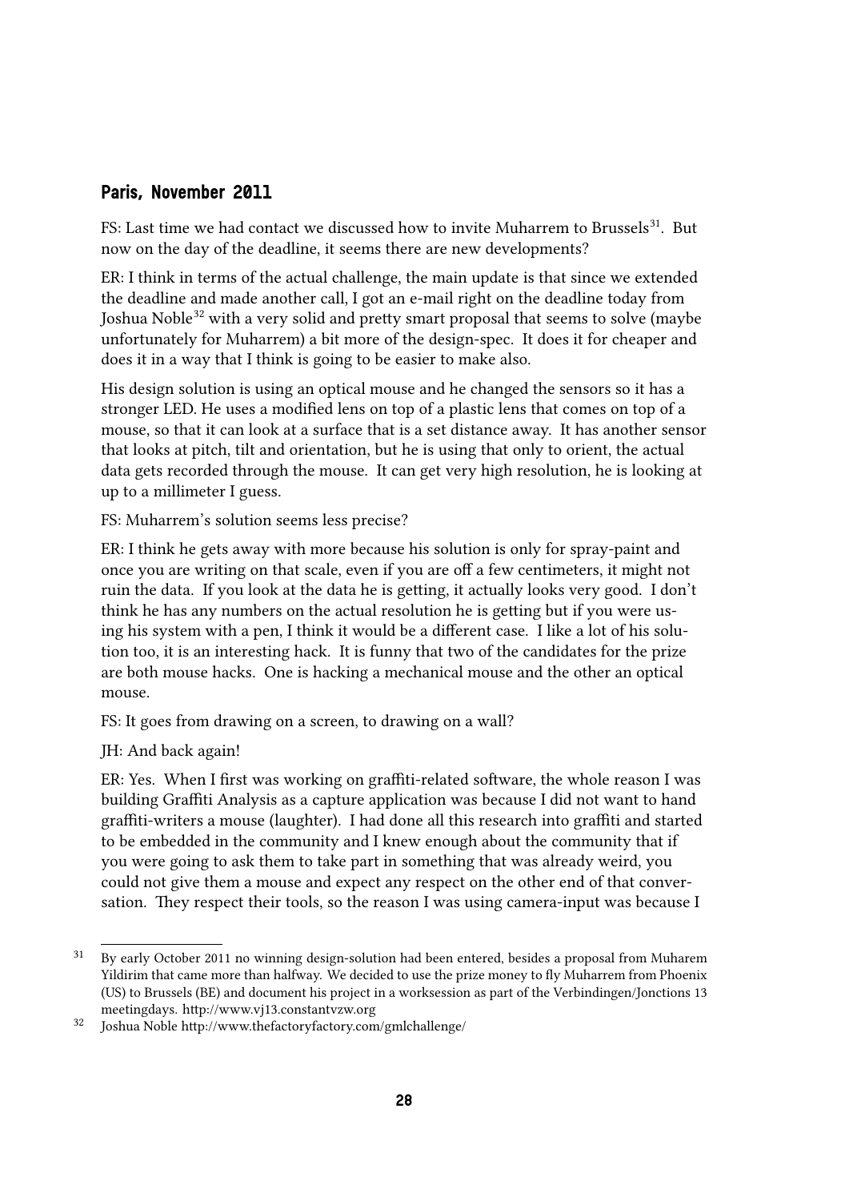## Paris, November 2011

FS: Last time we had contact we discussed how to invite Muharrem to Brussels[31]. But now on the day of the deadline, it seems there are new developments?

ER: I think in terms of the actual challenge, the main update is that since we extended the deadline and made another call, I got an e-mail right on the deadline today from Joshua Noble[32] with a very solid and pretty smart proposal that seems to solve (maybe unfortunately for Muharrem) a bit more of the design-spec. It does it for cheaper and does it in a way that I think is going to be easier to make also.

His design solution is using an optical mouse and he changed the sensors so it has a stronger LED. He uses a modified lens on top of a plastic lens that comes on top of a mouse, so that it can look at a surface that is a set distance away. It has another sensor that looks at pitch, tilt and orientation, but he is using that only to orient, the actual data gets recorded through the mouse. It can get very high resolution, he is looking at up to a millimeter I guess.

FS: Muharrem's solution seems less precise?

ER: I think he gets away with more because his solution is only for spray-paint and once you are writing on that scale, even if you are off a few centimeters, it might not ruin the data. If you look at the data he is getting, it actually looks very good. I don't think he has any numbers on the actual resolution he is getting but if you were using his system with a pen, I think it would be a different case. I like a lot of his solution too, it is an interesting hack. It is funny that two of the candidates for the prize are both mouse hacks. One is hacking a mechanical mouse and the other an optical mouse.

FS: It goes from drawing on a screen, to drawing on a wall?

JH: And back again!

ER: Yes. When I first was working on graffiti-related software, the whole reason I was building Graffiti Analysis as a capture application was because I did not want to hand graffiti-writers a mouse (laughter). I had done all this research into graffiti and started to be embedded in the community and I knew enough about the community that if you were going to ask them to take part in something that was already weird, you could not give them a mouse and expect any respect on the other end of that conversation. They respect their tools, so the reason I was using camera-input was because I

---

[31] By early October 2011 no winning design-solution had been entered, besides a proposal from Muharem Yildirim that came more than halfway. We decided to use the prize money to fly Muharrem from Phoenix (US) to Brussels (BE) and document his project in a worksession as part of the Verbindingen/Jonctions 13 meetingdays. http://www.vj13.constantvzw.org

[32] Joshua Noble http://www.thefactoryfactory.com/gmlchallenge/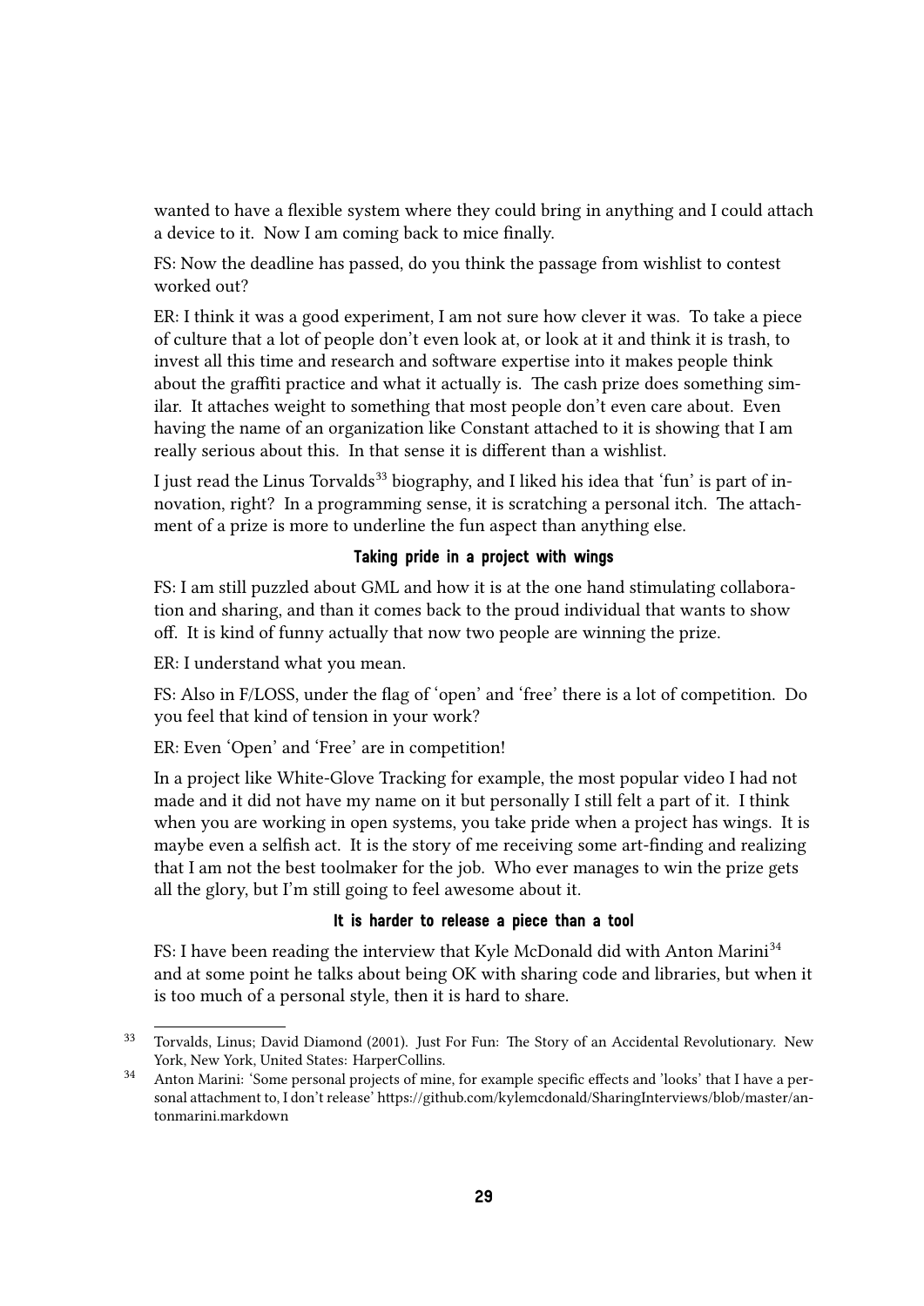wanted to have a flexible system where they could bring in anything and I could attach a device to it. Now I am coming back to mice finally.

FS: Now the deadline has passed, do you think the passage from wishlist to contest worked out?

ER: I think it was a good experiment, I am not sure how clever it was. To take a piece of culture that a lot of people don't even look at, or look at it and think it is trash, to invest all this time and research and software expertise into it makes people think about the graffiti practice and what it actually is. The cash prize does something similar. It attaches weight to something that most people don't even care about. Even having the name of an organization like Constant attached to it is showing that I am really serious about this. In that sense it is different than a wishlist.

I just read the Linus Torvalds[33] biography, and I liked his idea that 'fun' is part of innovation, right? In a programming sense, it is scratching a personal itch. The attachment of a prize is more to underline the fun aspect than anything else.

### Taking pride in a project with wings

FS: I am still puzzled about GML and how it is at the one hand stimulating collaboration and sharing, and than it comes back to the proud individual that wants to show off. It is kind of funny actually that now two people are winning the prize.

ER: I understand what you mean.

FS: Also in F/LOSS, under the flag of 'open' and 'free' there is a lot of competition. Do you feel that kind of tension in your work?

ER: Even 'Open' and 'Free' are in competition!

In a project like White-Glove Tracking for example, the most popular video I had not made and it did not have my name on it but personally I still felt a part of it. I think when you are working in open systems, you take pride when a project has wings. It is maybe even a selfish act. It is the story of me receiving some art-finding and realizing that I am not the best toolmaker for the job. Who ever manages to win the prize gets all the glory, but I'm still going to feel awesome about it.

### It is harder to release a piece than a tool

FS: I have been reading the interview that Kyle McDonald did with Anton Marini[34] and at some point he talks about being OK with sharing code and libraries, but when it is too much of a personal style, then it is hard to share.

---

[33] Torvalds, Linus; David Diamond (2001). Just For Fun: The Story of an Accidental Revolutionary. New York, New York, United States: HarperCollins.

[34] Anton Marini: 'Some personal projects of mine, for example specific effects and 'looks' that I have a personal attachment to, I don't release' https://github.com/kylemcdonald/SharingInterviews/blob/master/antonmarini.markdown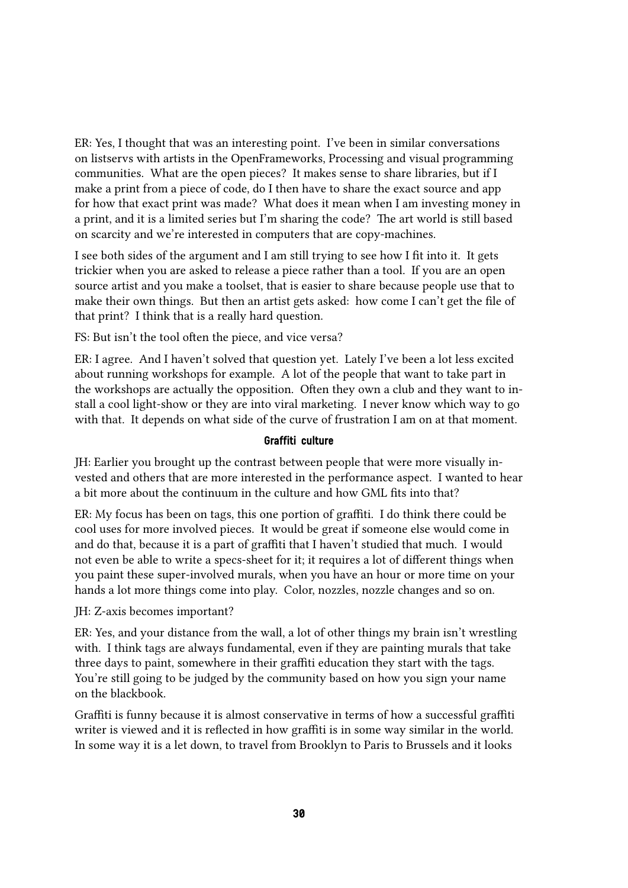ER: Yes, I thought that was an interesting point. I've been in similar conversations on listservs with artists in the OpenFrameworks, Processing and visual programming communities. What are the open pieces? It makes sense to share libraries, but if I make a print from a piece of code, do I then have to share the exact source and app for how that exact print was made? What does it mean when I am investing money in a print, and it is a limited series but I'm sharing the code? The art world is still based on scarcity and we're interested in computers that are copy-machines.

I see both sides of the argument and I am still trying to see how I fit into it. It gets trickier when you are asked to release a piece rather than a tool. If you are an open source artist and you make a toolset, that is easier to share because people use that to make their own things. But then an artist gets asked: how come I can't get the file of that print? I think that is a really hard question.

FS: But isn't the tool often the piece, and vice versa?

ER: I agree. And I haven't solved that question yet. Lately I've been a lot less excited about running workshops for example. A lot of the people that want to take part in the workshops are actually the opposition. Often they own a club and they want to install a cool light-show or they are into viral marketing. I never know which way to go with that. It depends on what side of the curve of frustration I am on at that moment.

### Graffiti culture

JH: Earlier you brought up the contrast between people that were more visually invested and others that are more interested in the performance aspect. I wanted to hear a bit more about the continuum in the culture and how GML fits into that?

ER: My focus has been on tags, this one portion of graffiti. I do think there could be cool uses for more involved pieces. It would be great if someone else would come in and do that, because it is a part of graffiti that I haven't studied that much. I would not even be able to write a specs-sheet for it; it requires a lot of different things when you paint these super-involved murals, when you have an hour or more time on your hands a lot more things come into play. Color, nozzles, nozzle changes and so on.

JH: Z-axis becomes important?

ER: Yes, and your distance from the wall, a lot of other things my brain isn't wrestling with. I think tags are always fundamental, even if they are painting murals that take three days to paint, somewhere in their graffiti education they start with the tags. You're still going to be judged by the community based on how you sign your name on the blackbook.

Graffiti is funny because it is almost conservative in terms of how a successful graffiti writer is viewed and it is reflected in how graffiti is in some way similar in the world. In some way it is a let down, to travel from Brooklyn to Paris to Brussels and it looks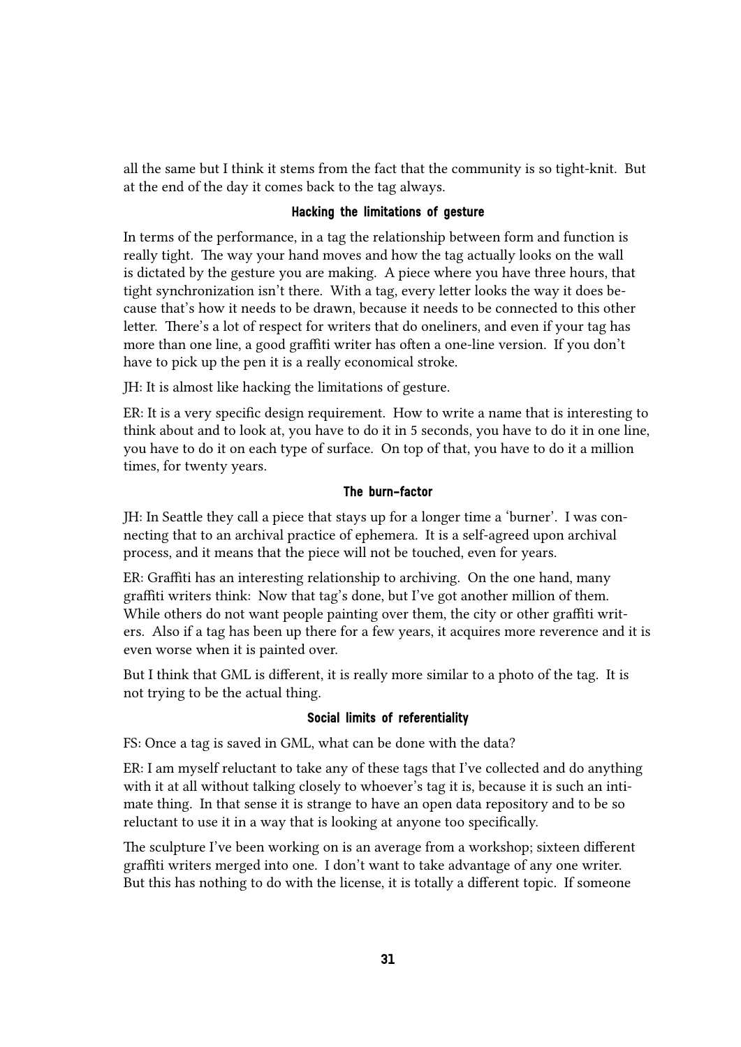all the same but I think it stems from the fact that the community is so tight-knit. But at the end of the day it comes back to the tag always.

### Hacking the limitations of gesture

In terms of the performance, in a tag the relationship between form and function is really tight. The way your hand moves and how the tag actually looks on the wall is dictated by the gesture you are making. A piece where you have three hours, that tight synchronization isn't there. With a tag, every letter looks the way it does because that's how it needs to be drawn, because it needs to be connected to this other letter. There's a lot of respect for writers that do oneliners, and even if your tag has more than one line, a good graffiti writer has often a one-line version. If you don't have to pick up the pen it is a really economical stroke.

JH: It is almost like hacking the limitations of gesture.

ER: It is a very specific design requirement. How to write a name that is interesting to think about and to look at, you have to do it in 5 seconds, you have to do it in one line, you have to do it on each type of surface. On top of that, you have to do it a million times, for twenty years.

### The burn-factor

JH: In Seattle they call a piece that stays up for a longer time a 'burner'. I was connecting that to an archival practice of ephemera. It is a self-agreed upon archival process, and it means that the piece will not be touched, even for years.

ER: Graffiti has an interesting relationship to archiving. On the one hand, many graffiti writers think: Now that tag's done, but I've got another million of them. While others do not want people painting over them, the city or other graffiti writers. Also if a tag has been up there for a few years, it acquires more reverence and it is even worse when it is painted over.

But I think that GML is different, it is really more similar to a photo of the tag. It is not trying to be the actual thing.

### Social limits of referentiality

FS: Once a tag is saved in GML, what can be done with the data?

ER: I am myself reluctant to take any of these tags that I've collected and do anything with it at all without talking closely to whoever's tag it is, because it is such an intimate thing. In that sense it is strange to have an open data repository and to be so reluctant to use it in a way that is looking at anyone too specifically.

The sculpture I've been working on is an average from a workshop; sixteen different graffiti writers merged into one. I don't want to take advantage of any one writer. But this has nothing to do with the license, it is totally a different topic. If someone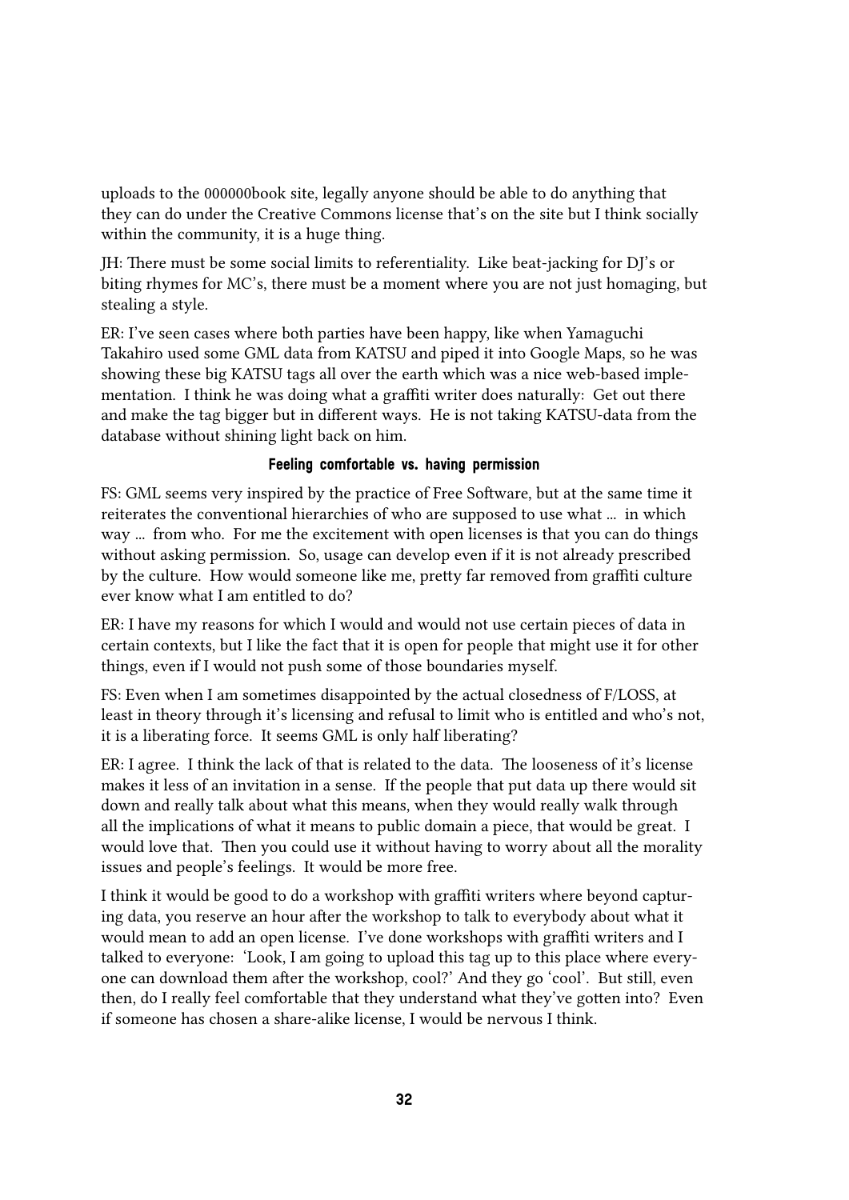uploads to the 000000book site, legally anyone should be able to do anything that they can do under the Creative Commons license that's on the site but I think socially within the community, it is a huge thing.

JH: There must be some social limits to referentiality. Like beat-jacking for DJ's or biting rhymes for MC's, there must be a moment where you are not just homaging, but stealing a style.

ER: I've seen cases where both parties have been happy, like when Yamaguchi Takahiro used some GML data from KATSU and piped it into Google Maps, so he was showing these big KATSU tags all over the earth which was a nice web-based implementation. I think he was doing what a graffiti writer does naturally: Get out there and make the tag bigger but in different ways. He is not taking KATSU-data from the database without shining light back on him.

### Feeling comfortable vs. having permission

FS: GML seems very inspired by the practice of Free Software, but at the same time it reiterates the conventional hierarchies of who are supposed to use what … in which way … from who. For me the excitement with open licenses is that you can do things without asking permission. So, usage can develop even if it is not already prescribed by the culture. How would someone like me, pretty far removed from graffiti culture ever know what I am entitled to do?

ER: I have my reasons for which I would and would not use certain pieces of data in certain contexts, but I like the fact that it is open for people that might use it for other things, even if I would not push some of those boundaries myself.

FS: Even when I am sometimes disappointed by the actual closedness of F/LOSS, at least in theory through it's licensing and refusal to limit who is entitled and who's not, it is a liberating force. It seems GML is only half liberating?

ER: I agree. I think the lack of that is related to the data. The looseness of it's license makes it less of an invitation in a sense. If the people that put data up there would sit down and really talk about what this means, when they would really walk through all the implications of what it means to public domain a piece, that would be great. I would love that. Then you could use it without having to worry about all the morality issues and people's feelings. It would be more free.

I think it would be good to do a workshop with graffiti writers where beyond capturing data, you reserve an hour after the workshop to talk to everybody about what it would mean to add an open license. I've done workshops with graffiti writers and I talked to everyone: 'Look, I am going to upload this tag up to this place where everyone can download them after the workshop, cool?' And they go 'cool'. But still, even then, do I really feel comfortable that they understand what they've gotten into? Even if someone has chosen a share-alike license, I would be nervous I think.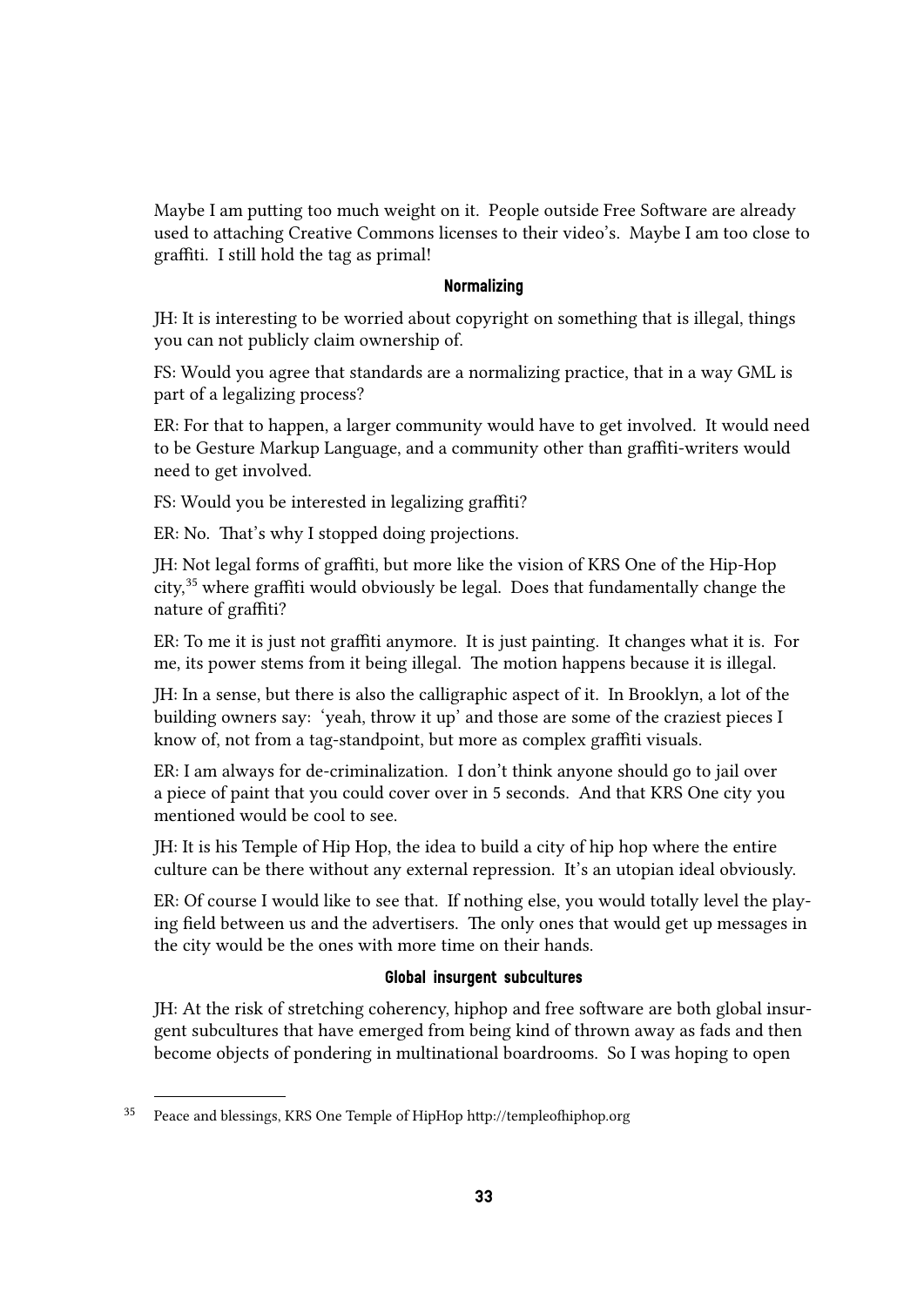Maybe I am putting too much weight on it. People outside Free Software are already used to attaching Creative Commons licenses to their video's. Maybe I am too close to graffiti. I still hold the tag as primal!

### Normalizing

JH: It is interesting to be worried about copyright on something that is illegal, things you can not publicly claim ownership of.

FS: Would you agree that standards are a normalizing practice, that in a way GML is part of a legalizing process?

ER: For that to happen, a larger community would have to get involved. It would need to be Gesture Markup Language, and a community other than graffiti-writers would need to get involved.

FS: Would you be interested in legalizing graffiti?

ER: No. That's why I stopped doing projections.

JH: Not legal forms of graffiti, but more like the vision of KRS One of the Hip-Hop city,[35] where graffiti would obviously be legal. Does that fundamentally change the nature of graffiti?

ER: To me it is just not graffiti anymore. It is just painting. It changes what it is. For me, its power stems from it being illegal. The motion happens because it is illegal.

JH: In a sense, but there is also the calligraphic aspect of it. In Brooklyn, a lot of the building owners say: 'yeah, throw it up' and those are some of the craziest pieces I know of, not from a tag-standpoint, but more as complex graffiti visuals.

ER: I am always for de-criminalization. I don't think anyone should go to jail over a piece of paint that you could cover over in 5 seconds. And that KRS One city you mentioned would be cool to see.

JH: It is his Temple of Hip Hop, the idea to build a city of hip hop where the entire culture can be there without any external repression. It's an utopian ideal obviously.

ER: Of course I would like to see that. If nothing else, you would totally level the playing field between us and the advertisers. The only ones that would get up messages in the city would be the ones with more time on their hands.

### Global insurgent subcultures

JH: At the risk of stretching coherency, hiphop and free software are both global insurgent subcultures that have emerged from being kind of thrown away as fads and then become objects of pondering in multinational boardrooms. So I was hoping to open

---

[35] Peace and blessings, KRS One Temple of HipHop http://templeofhiphop.org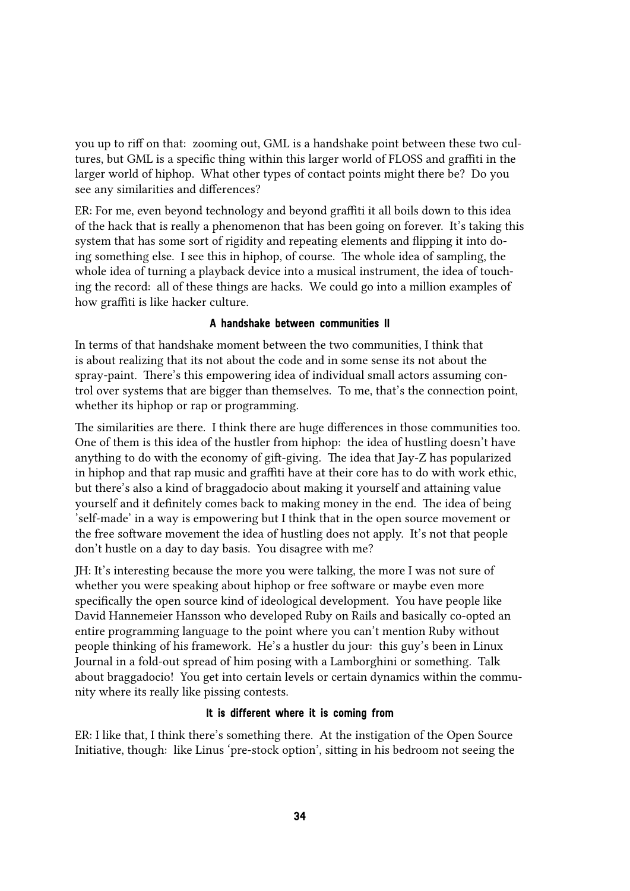you up to riff on that: zooming out, GML is a handshake point between these two cultures, but GML is a specific thing within this larger world of FLOSS and graffiti in the larger world of hiphop. What other types of contact points might there be? Do you see any similarities and differences?

ER: For me, even beyond technology and beyond graffiti it all boils down to this idea of the hack that is really a phenomenon that has been going on forever. It's taking this system that has some sort of rigidity and repeating elements and flipping it into doing something else. I see this in hiphop, of course. The whole idea of sampling, the whole idea of turning a playback device into a musical instrument, the idea of touching the record: all of these things are hacks. We could go into a million examples of how graffiti is like hacker culture.

### A handshake between communities II

In terms of that handshake moment between the two communities, I think that is about realizing that its not about the code and in some sense its not about the spray-paint. There's this empowering idea of individual small actors assuming control over systems that are bigger than themselves. To me, that's the connection point, whether its hiphop or rap or programming.

The similarities are there. I think there are huge differences in those communities too. One of them is this idea of the hustler from hiphop: the idea of hustling doesn't have anything to do with the economy of gift-giving. The idea that Jay-Z has popularized in hiphop and that rap music and graffiti have at their core has to do with work ethic, but there's also a kind of braggadocio about making it yourself and attaining value yourself and it definitely comes back to making money in the end. The idea of being 'self-made' in a way is empowering but I think that in the open source movement or the free software movement the idea of hustling does not apply. It's not that people don't hustle on a day to day basis. You disagree with me?

JH: It's interesting because the more you were talking, the more I was not sure of whether you were speaking about hiphop or free software or maybe even more specifically the open source kind of ideological development. You have people like David Hannemeier Hansson who developed Ruby on Rails and basically co-opted an entire programming language to the point where you can't mention Ruby without people thinking of his framework. He's a hustler du jour: this guy's been in Linux Journal in a fold-out spread of him posing with a Lamborghini or something. Talk about braggadocio! You get into certain levels or certain dynamics within the community where its really like pissing contests.

### It is different where it is coming from

ER: I like that, I think there's something there. At the instigation of the Open Source Initiative, though: like Linus 'pre-stock option', sitting in his bedroom not seeing the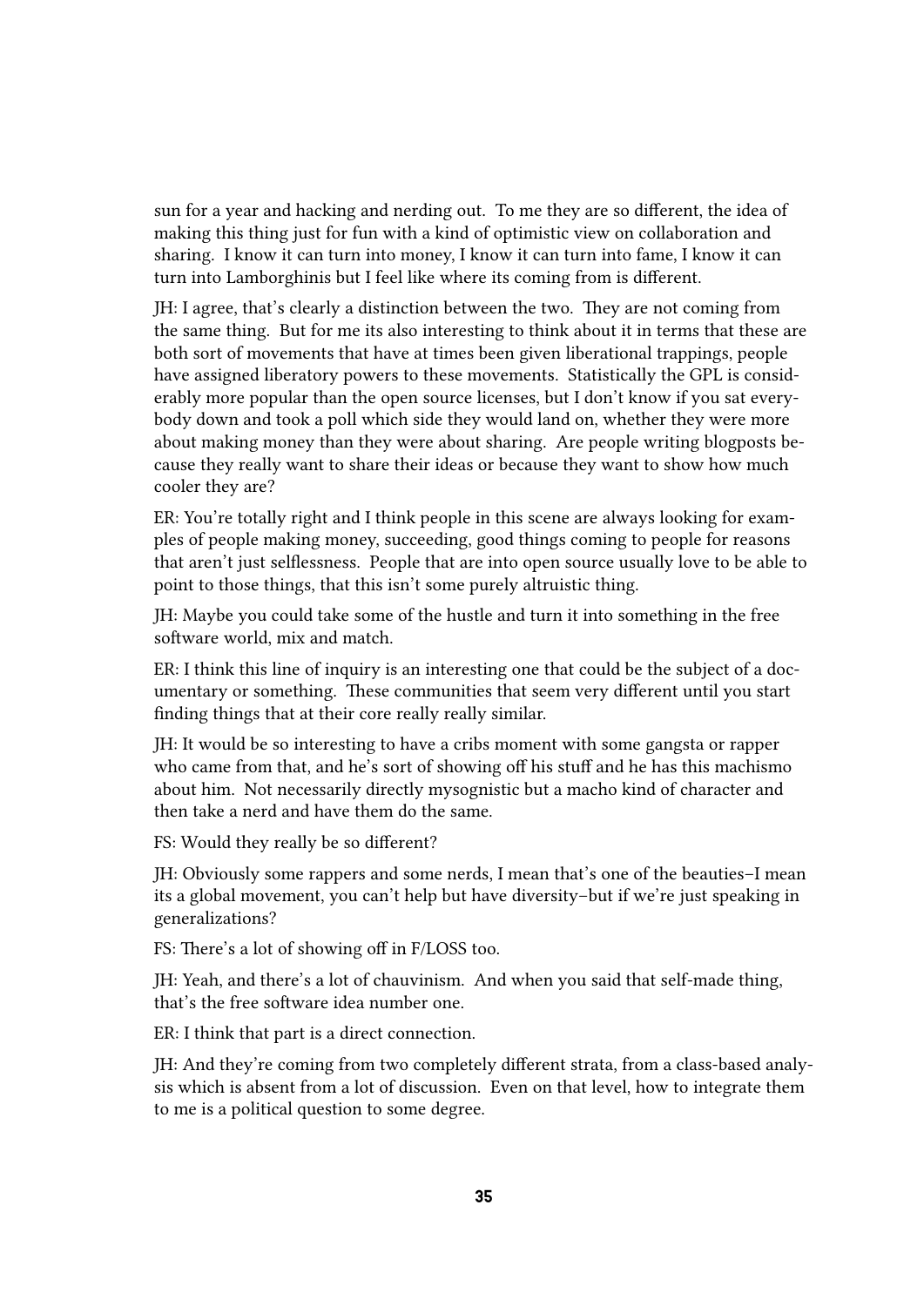sun for a year and hacking and nerding out. To me they are so different, the idea of making this thing just for fun with a kind of optimistic view on collaboration and sharing. I know it can turn into money, I know it can turn into fame, I know it can turn into Lamborghinis but I feel like where its coming from is different.

JH: I agree, that's clearly a distinction between the two. They are not coming from the same thing. But for me its also interesting to think about it in terms that these are both sort of movements that have at times been given liberational trappings, people have assigned liberatory powers to these movements. Statistically the GPL is considerably more popular than the open source licenses, but I don't know if you sat everybody down and took a poll which side they would land on, whether they were more about making money than they were about sharing. Are people writing blogposts because they really want to share their ideas or because they want to show how much cooler they are?

ER: You're totally right and I think people in this scene are always looking for examples of people making money, succeeding, good things coming to people for reasons that aren't just selflessness. People that are into open source usually love to be able to point to those things, that this isn't some purely altruistic thing.

JH: Maybe you could take some of the hustle and turn it into something in the free software world, mix and match.

ER: I think this line of inquiry is an interesting one that could be the subject of a documentary or something. These communities that seem very different until you start finding things that at their core really really similar.

JH: It would be so interesting to have a cribs moment with some gangsta or rapper who came from that, and he's sort of showing off his stuff and he has this machismo about him. Not necessarily directly mysognistic but a macho kind of character and then take a nerd and have them do the same.

FS: Would they really be so different?

JH: Obviously some rappers and some nerds, I mean that's one of the beauties–I mean its a global movement, you can't help but have diversity–but if we're just speaking in generalizations?

FS: There's a lot of showing off in F/LOSS too.

JH: Yeah, and there's a lot of chauvinism. And when you said that self-made thing, that's the free software idea number one.

ER: I think that part is a direct connection.

JH: And they're coming from two completely different strata, from a class-based analysis which is absent from a lot of discussion. Even on that level, how to integrate them to me is a political question to some degree.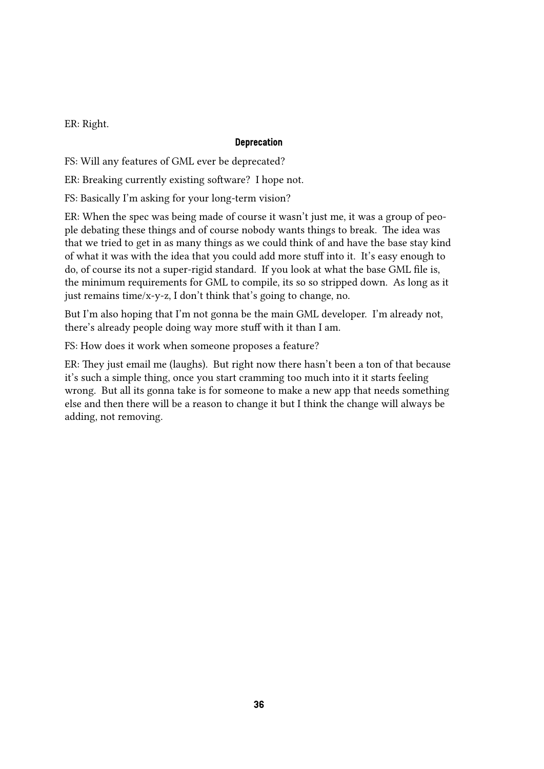ER: Right.

### Deprecation

FS: Will any features of GML ever be deprecated?

ER: Breaking currently existing software? I hope not.

FS: Basically I'm asking for your long-term vision?

ER: When the spec was being made of course it wasn't just me, it was a group of people debating these things and of course nobody wants things to break. The idea was that we tried to get in as many things as we could think of and have the base stay kind of what it was with the idea that you could add more stuff into it. It's easy enough to do, of course its not a super-rigid standard. If you look at what the base GML file is, the minimum requirements for GML to compile, its so so stripped down. As long as it just remains time/x-y-z, I don't think that's going to change, no.

But I'm also hoping that I'm not gonna be the main GML developer. I'm already not, there's already people doing way more stuff with it than I am.

FS: How does it work when someone proposes a feature?

ER: They just email me (laughs). But right now there hasn't been a ton of that because it's such a simple thing, once you start cramming too much into it it starts feeling wrong. But all its gonna take is for someone to make a new app that needs something else and then there will be a reason to change it but I think the change will always be adding, not removing.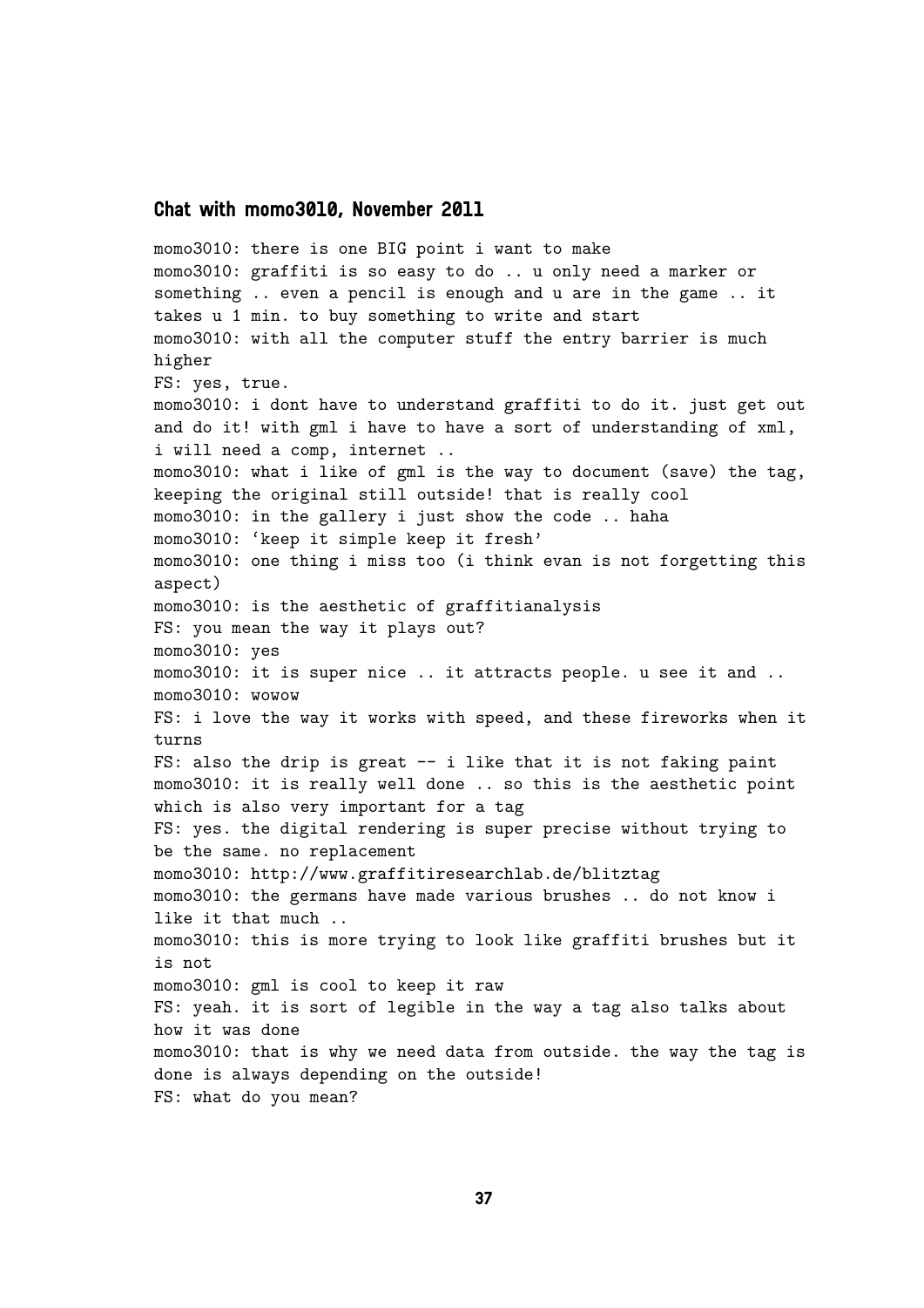### Chat with momo3010, November 2011

momo3010: there is one BIG point i want to make
momo3010: graffiti is so easy to do .. u only need a marker or something .. even a pencil is enough and u are in the game .. it takes u 1 min. to buy something to write and start
momo3010: with all the computer stuff the entry barrier is much higher
FS: yes, true.
momo3010: i dont have to understand graffiti to do it. just get out and do it! with gml i have to have a sort of understanding of xml, i will need a comp, internet ..
momo3010: what i like of gml is the way to document (save) the tag, keeping the original still outside! that is really cool
momo3010: in the gallery i just show the code .. haha
momo3010: 'keep it simple keep it fresh'
momo3010: one thing i miss too (i think evan is not forgetting this aspect)
momo3010: is the aesthetic of graffitianalysis
FS: you mean the way it plays out?
momo3010: yes
momo3010: it is super nice .. it attracts people. u see it and ..
momo3010: wowow
FS: i love the way it works with speed, and these fireworks when it turns
FS: also the drip is great -- i like that it is not faking paint
momo3010: it is really well done .. so this is the aesthetic point which is also very important for a tag
FS: yes. the digital rendering is super precise without trying to be the same. no replacement
momo3010: http://www.graffitiresearchlab.de/blitztag
momo3010: the germans have made various brushes .. do not know i like it that much ..
momo3010: this is more trying to look like graffiti brushes but it is not
momo3010: gml is cool to keep it raw
FS: yeah. it is sort of legible in the way a tag also talks about how it was done
momo3010: that is why we need data from outside. the way the tag is done is always depending on the outside!
FS: what do you mean?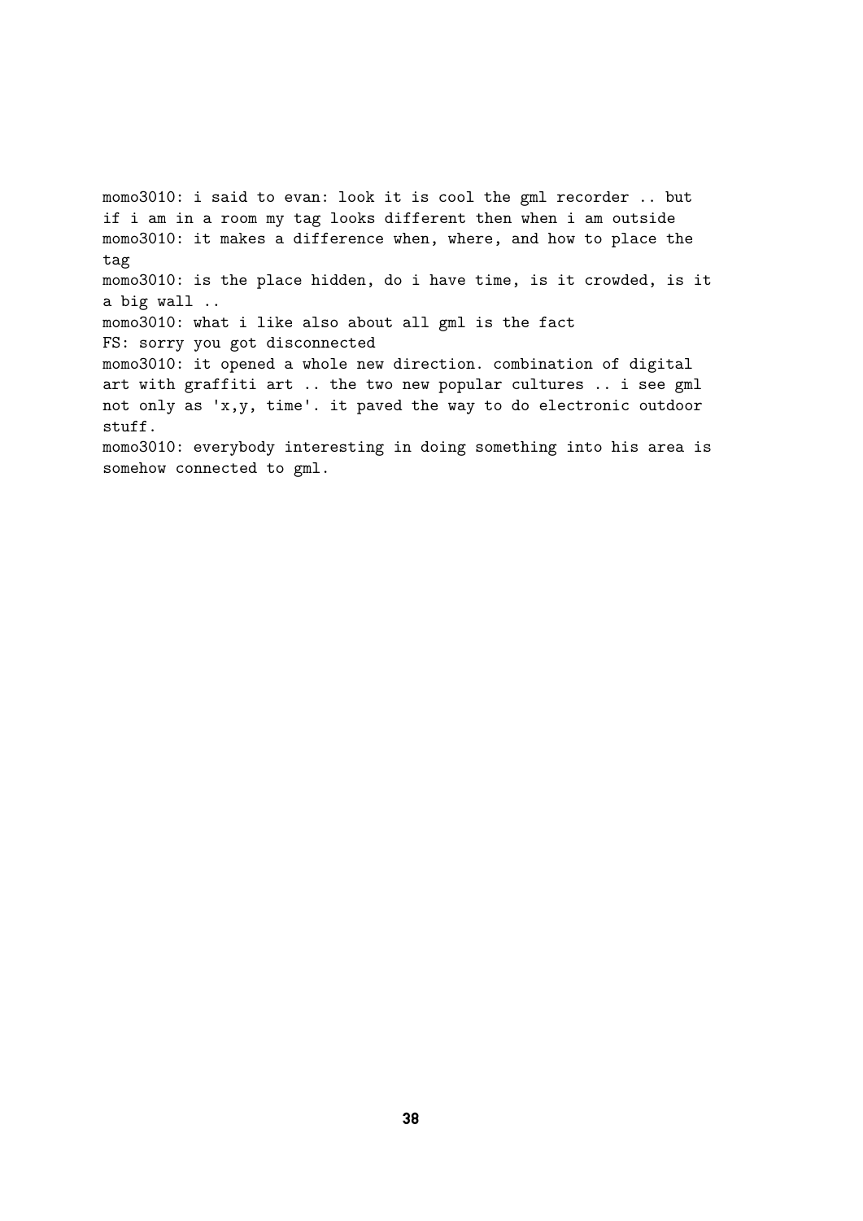momo3010: i said to evan: look it is cool the gml recorder .. but if i am in a room my tag looks different then when i am outside

momo3010: it makes a difference when, where, and how to place the tag

momo3010: is the place hidden, do i have time, is it crowded, is it a big wall ..

momo3010: what i like also about all gml is the fact

FS: sorry you got disconnected

momo3010: it opened a whole new direction. combination of digital art with graffiti art .. the two new popular cultures .. i see gml not only as 'x,y, time'. it paved the way to do electronic outdoor stuff.

momo3010: everybody interesting in doing something into his area is somehow connected to gml.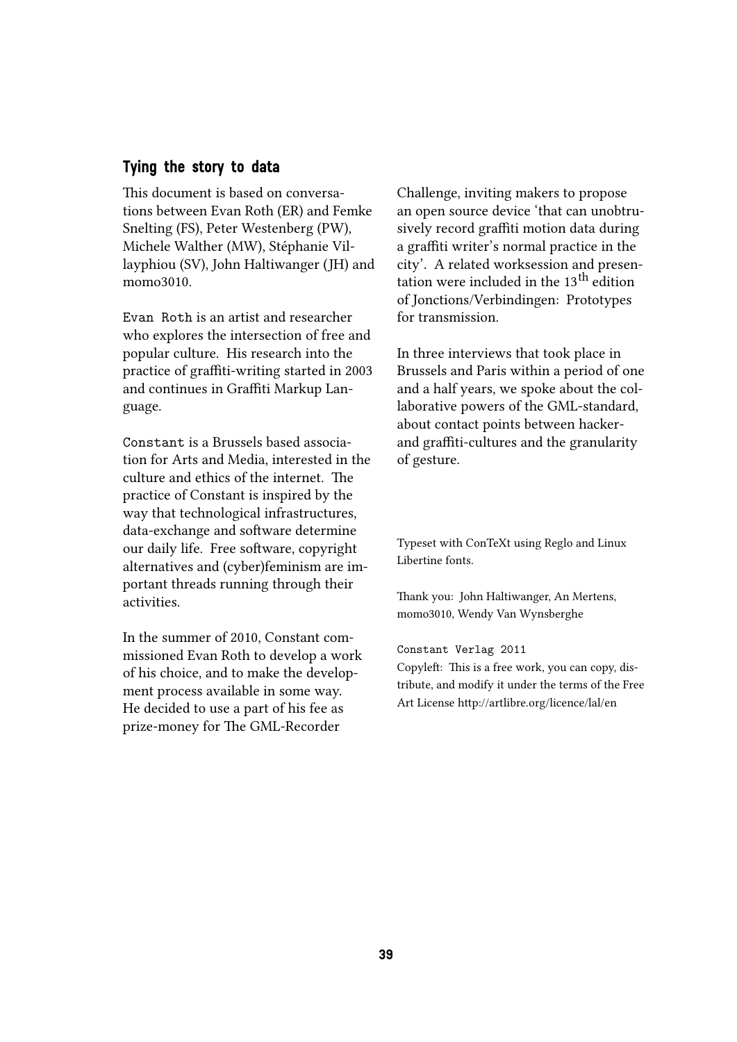## Tying the story to data

This document is based on conversations between Evan Roth (ER) and Femke Snelting (FS), Peter Westenberg (PW), Michele Walther (MW), Stéphanie Villayphiou (SV), John Haltiwanger (JH) and momo3010.

`Evan Roth` is an artist and researcher who explores the intersection of free and popular culture. His research into the practice of graffiti-writing started in 2003 and continues in Graffiti Markup Language.

`Constant` is a Brussels based association for Arts and Media, interested in the culture and ethics of the internet. The practice of Constant is inspired by the way that technological infrastructures, data-exchange and software determine our daily life. Free software, copyright alternatives and (cyber)feminism are important threads running through their activities.

In the summer of 2010, Constant commissioned Evan Roth to develop a work of his choice, and to make the development process available in some way. He decided to use a part of his fee as prize-money for The GML-Recorder Challenge, inviting makers to propose an open source device 'that can unobtrusively record graffiti motion data during a graffiti writer's normal practice in the city'. A related worksession and presentation were included in the 13th edition of Jonctions/Verbindingen: Prototypes for transmission.

In three interviews that took place in Brussels and Paris within a period of one and a half years, we spoke about the collaborative powers of the GML-standard, about contact points between hacker- and graffiti-cultures and the granularity of gesture.

Typeset with ConTeXt using Reglo and Linux Libertine fonts.

Thank you: John Haltiwanger, An Mertens, momo3010, Wendy Van Wynsberghe

`Constant Verlag 2011`

Copyleft: This is a free work, you can copy, distribute, and modify it under the terms of the Free Art License http://artlibre.org/licence/lal/en